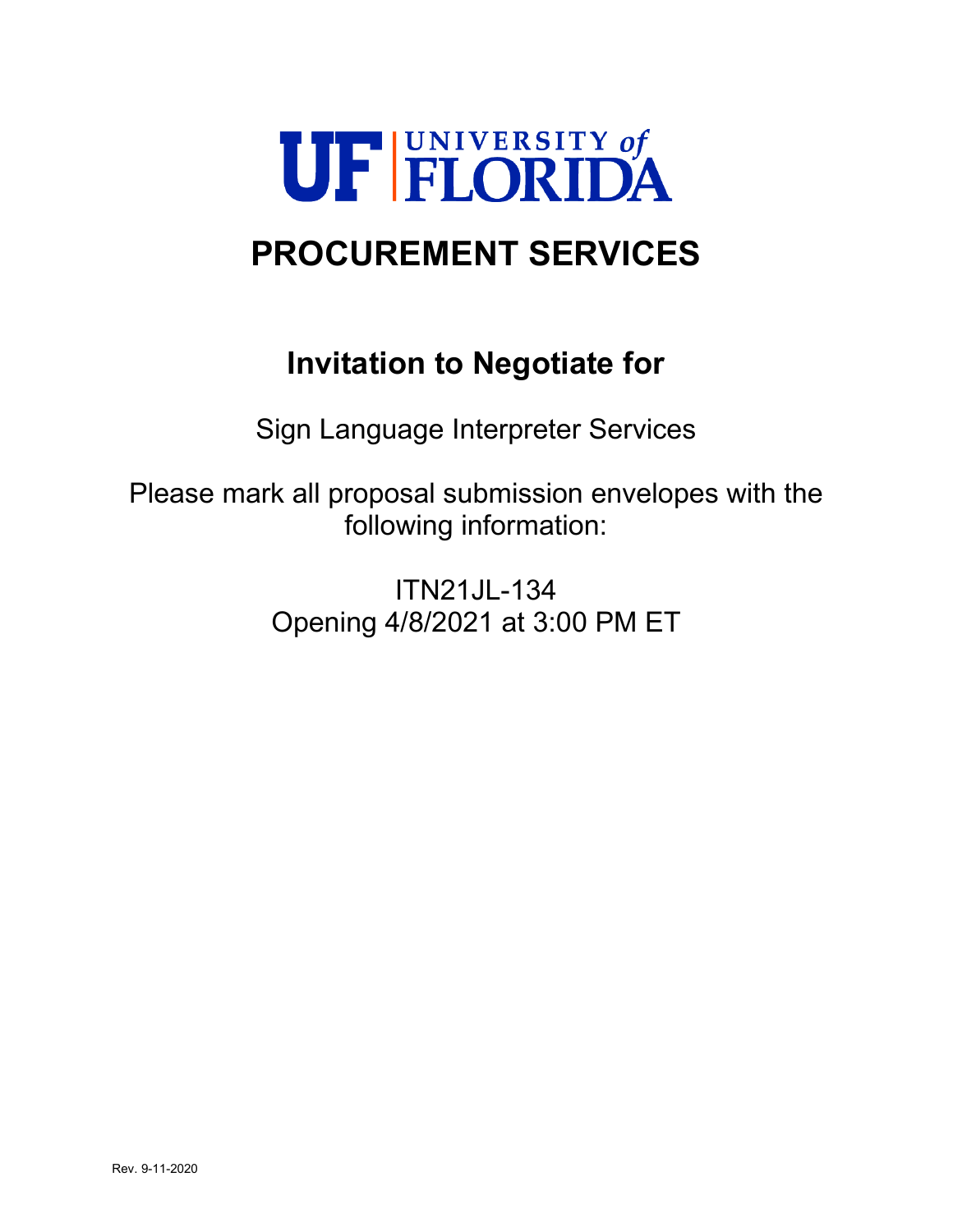UF UNIVERSITY of FLORIDA

# PROCUREMENT SERVICES

## Invitation to Negotiate for

Sign Language Interpreter Services

Please mark all proposal submission envelopes with the following information:

ITN21JL-134
Opening 4/8/2021 at 3:00 PM ET

Rev. 9-11-2020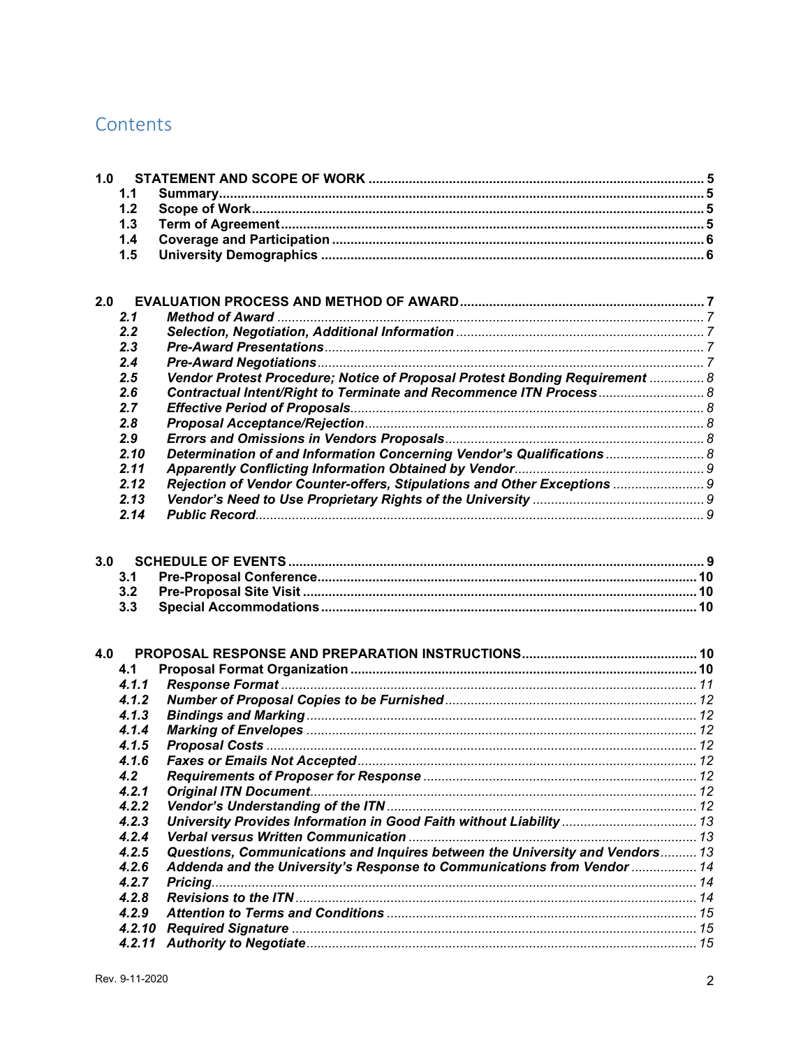# Contents

**1.0 STATEMENT AND SCOPE OF WORK** .......... 5
- **1.1 Summary** .......... 5
- **1.2 Scope of Work** .......... 5
- **1.3 Term of Agreement** .......... 5
- **1.4 Coverage and Participation** .......... 6
- **1.5 University Demographics** .......... 6

**2.0 EVALUATION PROCESS AND METHOD OF AWARD** .......... 7
- ***2.1 Method of Award*** .......... 7
- ***2.2 Selection, Negotiation, Additional Information*** .......... 7
- ***2.3 Pre-Award Presentations*** .......... 7
- ***2.4 Pre-Award Negotiations*** .......... 7
- ***2.5 Vendor Protest Procedure; Notice of Proposal Protest Bonding Requirement*** .......... 8
- ***2.6 Contractual Intent/Right to Terminate and Recommence ITN Process*** .......... 8
- ***2.7 Effective Period of Proposals*** .......... 8
- ***2.8 Proposal Acceptance/Rejection*** .......... 8
- ***2.9 Errors and Omissions in Vendors Proposals*** .......... 8
- ***2.10 Determination of and Information Concerning Vendor's Qualifications*** .......... 8
- ***2.11 Apparently Conflicting Information Obtained by Vendor*** .......... 9
- ***2.12 Rejection of Vendor Counter-offers, Stipulations and Other Exceptions*** .......... 9
- ***2.13 Vendor's Need to Use Proprietary Rights of the University*** .......... 9
- ***2.14 Public Record*** .......... 9

**3.0 SCHEDULE OF EVENTS** .......... 9
- **3.1 Pre-Proposal Conference** .......... 10
- **3.2 Pre-Proposal Site Visit** .......... 10
- **3.3 Special Accommodations** .......... 10

**4.0 PROPOSAL RESPONSE AND PREPARATION INSTRUCTIONS** .......... 10
- **4.1 Proposal Format Organization** .......... 10
- ***4.1.1 Response Format*** .......... 11
- ***4.1.2 Number of Proposal Copies to be Furnished*** .......... 12
- ***4.1.3 Bindings and Marking*** .......... 12
- ***4.1.4 Marking of Envelopes*** .......... 12
- ***4.1.5 Proposal Costs*** .......... 12
- ***4.1.6 Faxes or Emails Not Accepted*** .......... 12
- ***4.2 Requirements of Proposer for Response*** .......... 12
- ***4.2.1 Original ITN Document*** .......... 12
- ***4.2.2 Vendor's Understanding of the ITN*** .......... 12
- ***4.2.3 University Provides Information in Good Faith without Liability*** .......... 13
- ***4.2.4 Verbal versus Written Communication*** .......... 13
- ***4.2.5 Questions, Communications and Inquires between the University and Vendors*** .......... 13
- ***4.2.6 Addenda and the University's Response to Communications from Vendor*** .......... 14
- ***4.2.7 Pricing*** .......... 14
- ***4.2.8 Revisions to the ITN*** .......... 14
- ***4.2.9 Attention to Terms and Conditions*** .......... 15
- ***4.2.10 Required Signature*** .......... 15
- ***4.2.11 Authority to Negotiate*** .......... 15

Rev. 9-11-2020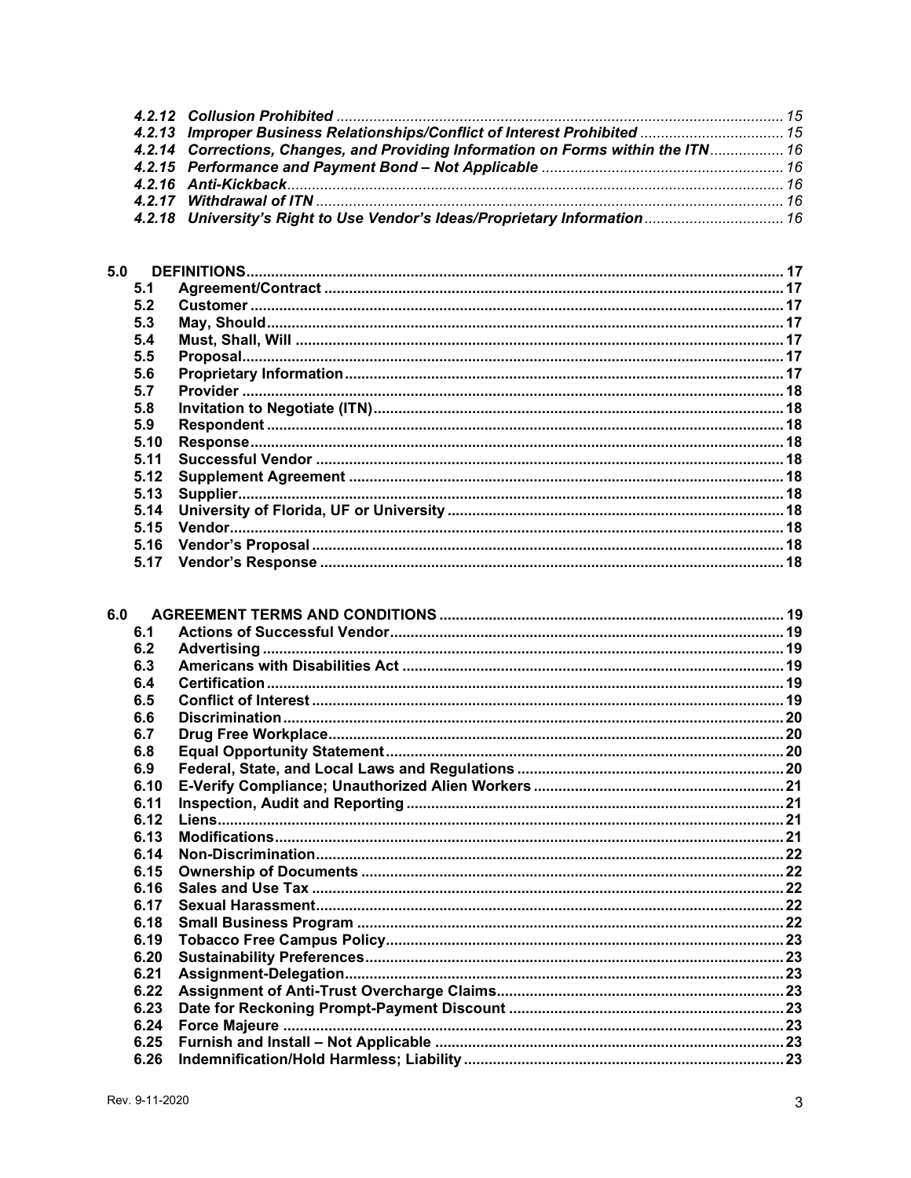*4.2.12 Collusion Prohibited ........................................................................................................ 15*
*4.2.13 Improper Business Relationships/Conflict of Interest Prohibited ................................... 15*
*4.2.14 Corrections, Changes, and Providing Information on Forms within the ITN.................. 16*
*4.2.15 Performance and Payment Bond – Not Applicable ........................................................... 16*
*4.2.16 Anti-Kickback...................................................................................................................... 16*
*4.2.17 Withdrawal of ITN ............................................................................................................... 16*
*4.2.18 University's Right to Use Vendor's Ideas/Proprietary Information................................. 16*

**5.0 DEFINITIONS........................................................................................................................ 17**
**5.1 Agreement/Contract ............................................................................................................ 17**
**5.2 Customer .............................................................................................................................. 17**
**5.3 May, Should.......................................................................................................................... 17**
**5.4 Must, Shall, Will ................................................................................................................... 17**
**5.5 Proposal................................................................................................................................ 17**
**5.6 Proprietary Information....................................................................................................... 17**
**5.7 Provider ................................................................................................................................ 18**
**5.8 Invitation to Negotiate (ITN)................................................................................................ 18**
**5.9 Respondent .......................................................................................................................... 18**
**5.10 Response.............................................................................................................................. 18**
**5.11 Successful Vendor .............................................................................................................. 18**
**5.12 Supplement Agreement ...................................................................................................... 18**
**5.13 Supplier................................................................................................................................. 18**
**5.14 University of Florida, UF or University .............................................................................. 18**
**5.15 Vendor................................................................................................................................... 18**
**5.16 Vendor's Proposal ............................................................................................................... 18**
**5.17 Vendor's Response ............................................................................................................. 18**

**6.0 AGREEMENT TERMS AND CONDITIONS ......................................................................... 19**
**6.1 Actions of Successful Vendor............................................................................................. 19**
**6.2 Advertising ........................................................................................................................... 19**
**6.3 Americans with Disabilities Act .......................................................................................... 19**
**6.4 Certification.......................................................................................................................... 19**
**6.5 Conflict of Interest ............................................................................................................... 19**
**6.6 Discrimination...................................................................................................................... 20**
**6.7 Drug Free Workplace........................................................................................................... 20**
**6.8 Equal Opportunity Statement.............................................................................................. 20**
**6.9 Federal, State, and Local Laws and Regulations .............................................................. 20**
**6.10 E-Verify Compliance; Unauthorized Alien Workers .......................................................... 21**
**6.11 Inspection, Audit and Reporting ........................................................................................ 21**
**6.12 Liens...................................................................................................................................... 21**
**6.13 Modifications........................................................................................................................ 21**
**6.14 Non-Discrimination.............................................................................................................. 22**
**6.15 Ownership of Documents ................................................................................................... 22**
**6.16 Sales and Use Tax ............................................................................................................... 22**
**6.17 Sexual Harassment.............................................................................................................. 22**
**6.18 Small Business Program .................................................................................................... 22**
**6.19 Tobacco Free Campus Policy.............................................................................................. 23**
**6.20 Sustainability Preferences.................................................................................................. 23**
**6.21 Assignment-Delegation....................................................................................................... 23**
**6.22 Assignment of Anti-Trust Overcharge Claims................................................................... 23**
**6.23 Date for Reckoning Prompt-Payment Discount ................................................................ 23**
**6.24 Force Majeure ...................................................................................................................... 23**
**6.25 Furnish and Install – Not Applicable .................................................................................. 23**
**6.26 Indemnification/Hold Harmless; Liability ........................................................................... 23**

Rev. 9-11-2020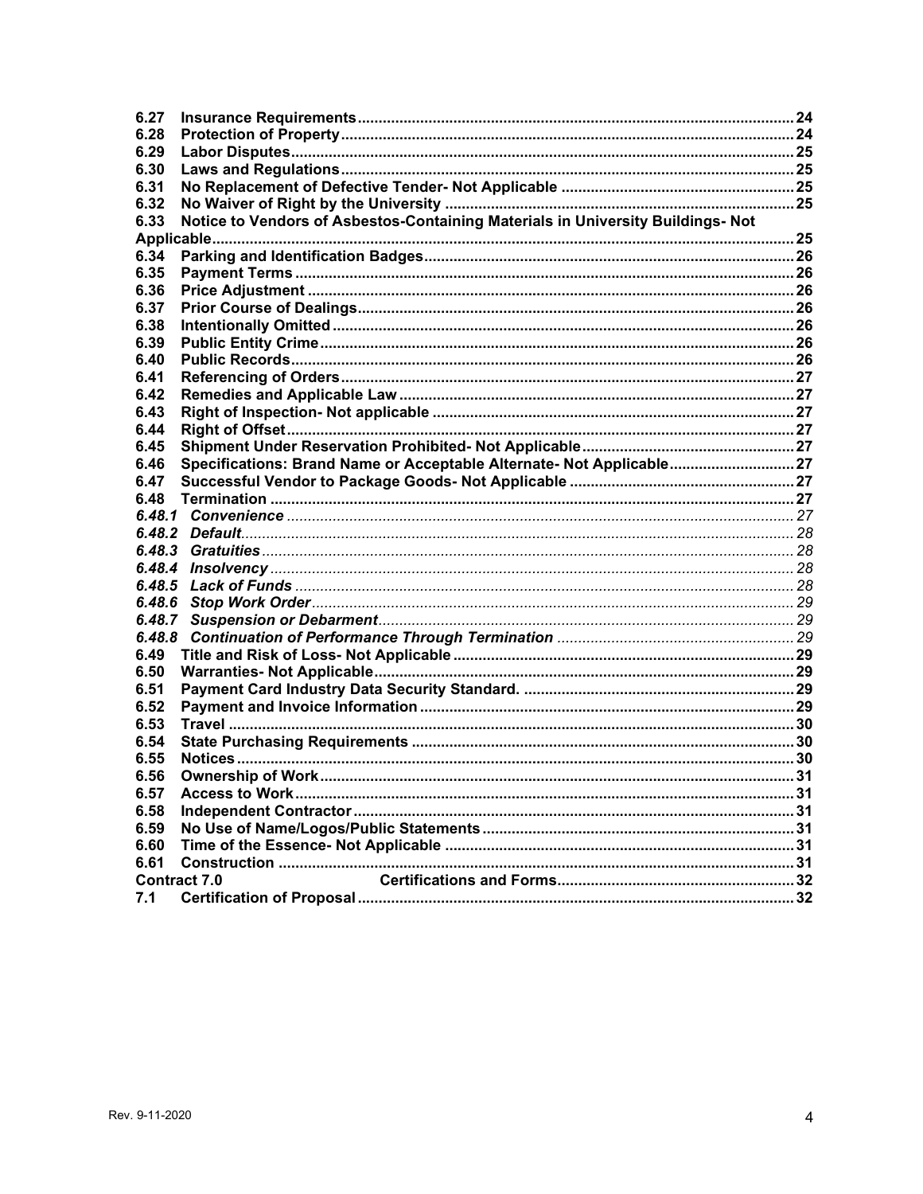| | | |
|---|---|---|
| **6.27** | **Insurance Requirements** | **24** |
| **6.28** | **Protection of Property** | **24** |
| **6.29** | **Labor Disputes** | **25** |
| **6.30** | **Laws and Regulations** | **25** |
| **6.31** | **No Replacement of Defective Tender- Not Applicable** | **25** |
| **6.32** | **No Waiver of Right by the University** | **25** |
| **6.33** | **Notice to Vendors of Asbestos-Containing Materials in University Buildings- Not Applicable** | **25** |
| **6.34** | **Parking and Identification Badges** | **26** |
| **6.35** | **Payment Terms** | **26** |
| **6.36** | **Price Adjustment** | **26** |
| **6.37** | **Prior Course of Dealings** | **26** |
| **6.38** | **Intentionally Omitted** | **26** |
| **6.39** | **Public Entity Crime** | **26** |
| **6.40** | **Public Records** | **26** |
| **6.41** | **Referencing of Orders** | **27** |
| **6.42** | **Remedies and Applicable Law** | **27** |
| **6.43** | **Right of Inspection- Not applicable** | **27** |
| **6.44** | **Right of Offset** | **27** |
| **6.45** | **Shipment Under Reservation Prohibited- Not Applicable** | **27** |
| **6.46** | **Specifications: Brand Name or Acceptable Alternate- Not Applicable** | **27** |
| **6.47** | **Successful Vendor to Package Goods- Not Applicable** | **27** |
| **6.48** | **Termination** | **27** |
| ***6.48.1*** | ***Convenience*** | *27* |
| ***6.48.2*** | ***Default*** | *28* |
| ***6.48.3*** | ***Gratuities*** | *28* |
| ***6.48.4*** | ***Insolvency*** | *28* |
| ***6.48.5*** | ***Lack of Funds*** | *28* |
| ***6.48.6*** | ***Stop Work Order*** | *29* |
| ***6.48.7*** | ***Suspension or Debarment*** | *29* |
| ***6.48.8*** | ***Continuation of Performance Through Termination*** | *29* |
| **6.49** | **Title and Risk of Loss- Not Applicable** | **29** |
| **6.50** | **Warranties- Not Applicable** | **29** |
| **6.51** | **Payment Card Industry Data Security Standard.** | **29** |
| **6.52** | **Payment and Invoice Information** | **29** |
| **6.53** | **Travel** | **30** |
| **6.54** | **State Purchasing Requirements** | **30** |
| **6.55** | **Notices** | **30** |
| **6.56** | **Ownership of Work** | **31** |
| **6.57** | **Access to Work** | **31** |
| **6.58** | **Independent Contractor** | **31** |
| **6.59** | **No Use of Name/Logos/Public Statements** | **31** |
| **6.60** | **Time of the Essence- Not Applicable** | **31** |
| **6.61** | **Construction** | **31** |
| **Contract 7.0** | **Certifications and Forms** | **32** |
| **7.1** | **Certification of Proposal** | **32** |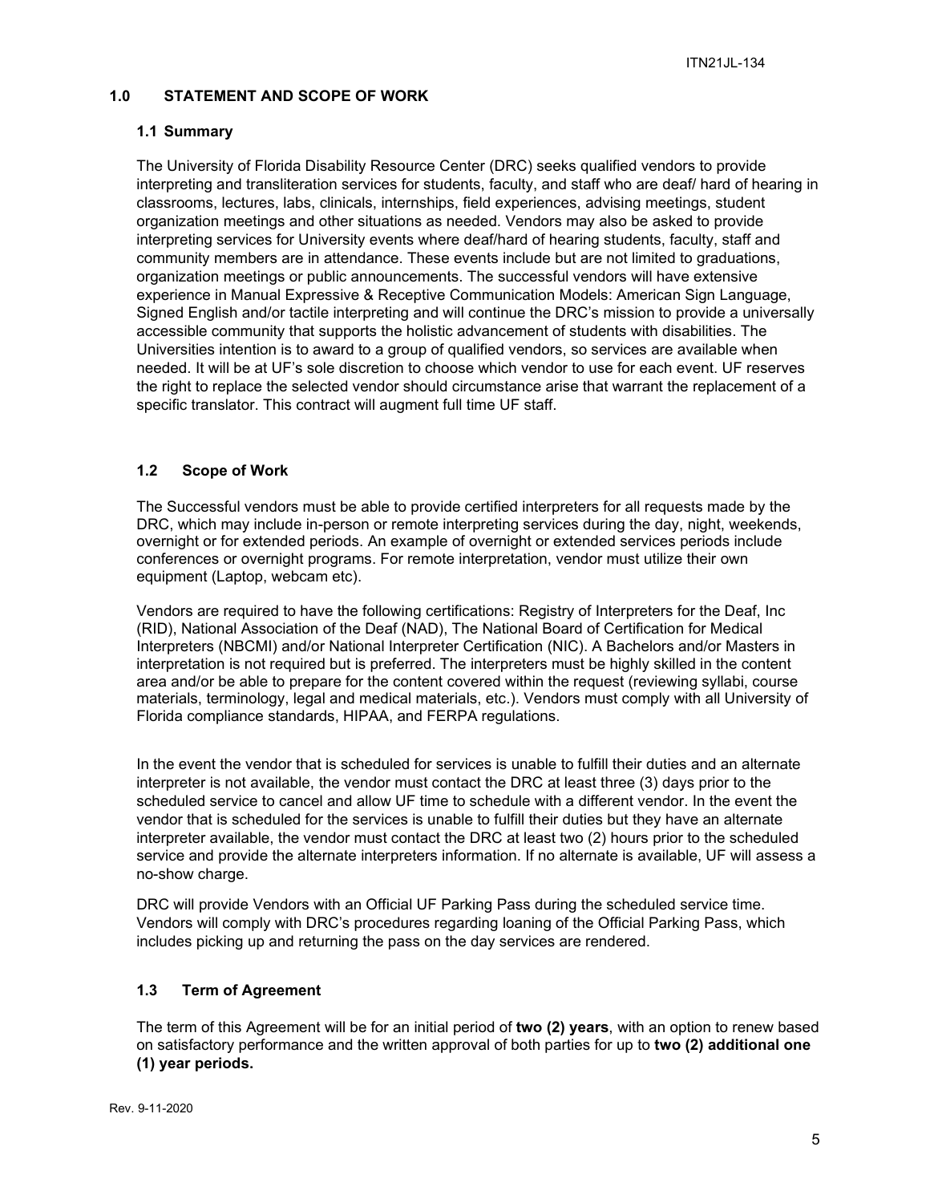## 1.0 STATEMENT AND SCOPE OF WORK

### 1.1 Summary

The University of Florida Disability Resource Center (DRC) seeks qualified vendors to provide interpreting and transliteration services for students, faculty, and staff who are deaf/ hard of hearing in classrooms, lectures, labs, clinicals, internships, field experiences, advising meetings, student organization meetings and other situations as needed. Vendors may also be asked to provide interpreting services for University events where deaf/hard of hearing students, faculty, staff and community members are in attendance. These events include but are not limited to graduations, organization meetings or public announcements. The successful vendors will have extensive experience in Manual Expressive & Receptive Communication Models: American Sign Language, Signed English and/or tactile interpreting and will continue the DRC's mission to provide a universally accessible community that supports the holistic advancement of students with disabilities. The Universities intention is to award to a group of qualified vendors, so services are available when needed. It will be at UF's sole discretion to choose which vendor to use for each event. UF reserves the right to replace the selected vendor should circumstance arise that warrant the replacement of a specific translator. This contract will augment full time UF staff.

### 1.2 Scope of Work

The Successful vendors must be able to provide certified interpreters for all requests made by the DRC, which may include in-person or remote interpreting services during the day, night, weekends, overnight or for extended periods. An example of overnight or extended services periods include conferences or overnight programs. For remote interpretation, vendor must utilize their own equipment (Laptop, webcam etc).

Vendors are required to have the following certifications: Registry of Interpreters for the Deaf, Inc (RID), National Association of the Deaf (NAD), The National Board of Certification for Medical Interpreters (NBCMI) and/or National Interpreter Certification (NIC). A Bachelors and/or Masters in interpretation is not required but is preferred. The interpreters must be highly skilled in the content area and/or be able to prepare for the content covered within the request (reviewing syllabi, course materials, terminology, legal and medical materials, etc.). Vendors must comply with all University of Florida compliance standards, HIPAA, and FERPA regulations.

In the event the vendor that is scheduled for services is unable to fulfill their duties and an alternate interpreter is not available, the vendor must contact the DRC at least three (3) days prior to the scheduled service to cancel and allow UF time to schedule with a different vendor. In the event the vendor that is scheduled for the services is unable to fulfill their duties but they have an alternate interpreter available, the vendor must contact the DRC at least two (2) hours prior to the scheduled service and provide the alternate interpreters information. If no alternate is available, UF will assess a no-show charge.

DRC will provide Vendors with an Official UF Parking Pass during the scheduled service time. Vendors will comply with DRC's procedures regarding loaning of the Official Parking Pass, which includes picking up and returning the pass on the day services are rendered.

### 1.3 Term of Agreement

The term of this Agreement will be for an initial period of **two (2) years**, with an option to renew based on satisfactory performance and the written approval of both parties for up to **two (2) additional one (1) year periods.**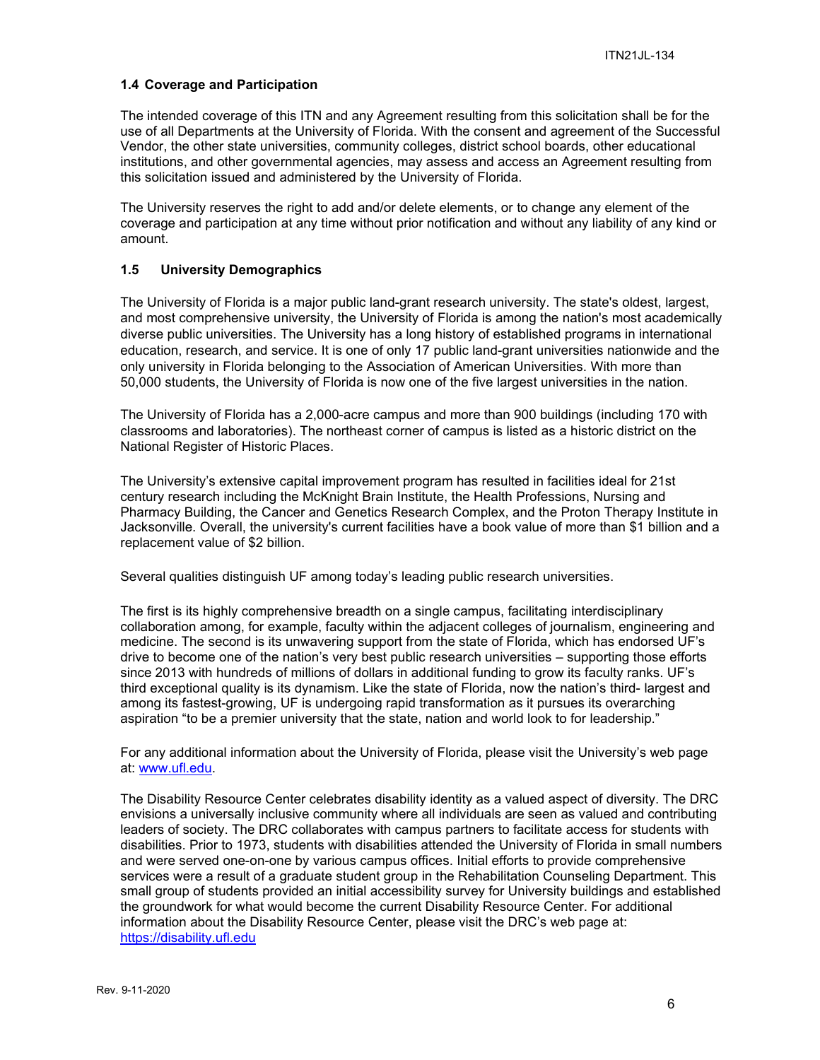### 1.4 Coverage and Participation

The intended coverage of this ITN and any Agreement resulting from this solicitation shall be for the use of all Departments at the University of Florida. With the consent and agreement of the Successful Vendor, the other state universities, community colleges, district school boards, other educational institutions, and other governmental agencies, may assess and access an Agreement resulting from this solicitation issued and administered by the University of Florida.

The University reserves the right to add and/or delete elements, or to change any element of the coverage and participation at any time without prior notification and without any liability of any kind or amount.

### 1.5 University Demographics

The University of Florida is a major public land-grant research university. The state's oldest, largest, and most comprehensive university, the University of Florida is among the nation's most academically diverse public universities. The University has a long history of established programs in international education, research, and service. It is one of only 17 public land-grant universities nationwide and the only university in Florida belonging to the Association of American Universities. With more than 50,000 students, the University of Florida is now one of the five largest universities in the nation.

The University of Florida has a 2,000-acre campus and more than 900 buildings (including 170 with classrooms and laboratories). The northeast corner of campus is listed as a historic district on the National Register of Historic Places.

The University's extensive capital improvement program has resulted in facilities ideal for 21st century research including the McKnight Brain Institute, the Health Professions, Nursing and Pharmacy Building, the Cancer and Genetics Research Complex, and the Proton Therapy Institute in Jacksonville. Overall, the university's current facilities have a book value of more than $1 billion and a replacement value of $2 billion.

Several qualities distinguish UF among today's leading public research universities.

The first is its highly comprehensive breadth on a single campus, facilitating interdisciplinary collaboration among, for example, faculty within the adjacent colleges of journalism, engineering and medicine. The second is its unwavering support from the state of Florida, which has endorsed UF's drive to become one of the nation's very best public research universities – supporting those efforts since 2013 with hundreds of millions of dollars in additional funding to grow its faculty ranks. UF's third exceptional quality is its dynamism. Like the state of Florida, now the nation's third- largest and among its fastest-growing, UF is undergoing rapid transformation as it pursues its overarching aspiration "to be a premier university that the state, nation and world look to for leadership."

For any additional information about the University of Florida, please visit the University's web page at: [www.ufl.edu](http://www.ufl.edu).

The Disability Resource Center celebrates disability identity as a valued aspect of diversity. The DRC envisions a universally inclusive community where all individuals are seen as valued and contributing leaders of society. The DRC collaborates with campus partners to facilitate access for students with disabilities. Prior to 1973, students with disabilities attended the University of Florida in small numbers and were served one-on-one by various campus offices. Initial efforts to provide comprehensive services were a result of a graduate student group in the Rehabilitation Counseling Department. This small group of students provided an initial accessibility survey for University buildings and established the groundwork for what would become the current Disability Resource Center. For additional information about the Disability Resource Center, please visit the DRC's web page at: [https://disability.ufl.edu](https://disability.ufl.edu)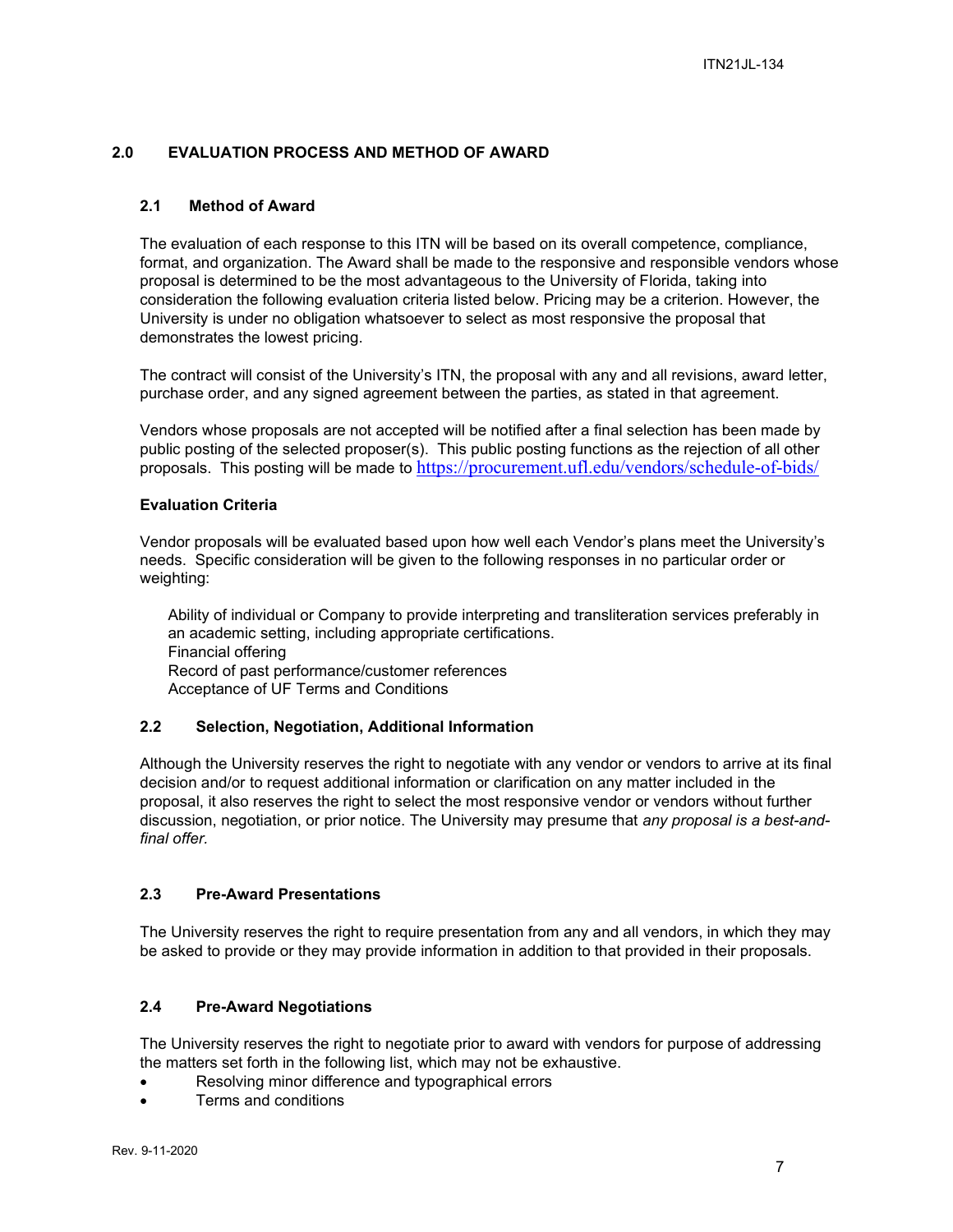## 2.0 EVALUATION PROCESS AND METHOD OF AWARD

### 2.1 Method of Award

The evaluation of each response to this ITN will be based on its overall competence, compliance, format, and organization. The Award shall be made to the responsive and responsible vendors whose proposal is determined to be the most advantageous to the University of Florida, taking into consideration the following evaluation criteria listed below. Pricing may be a criterion. However, the University is under no obligation whatsoever to select as most responsive the proposal that demonstrates the lowest pricing.

The contract will consist of the University's ITN, the proposal with any and all revisions, award letter, purchase order, and any signed agreement between the parties, as stated in that agreement.

Vendors whose proposals are not accepted will be notified after a final selection has been made by public posting of the selected proposer(s). This public posting functions as the rejection of all other proposals. This posting will be made to https://procurement.ufl.edu/vendors/schedule-of-bids/

**Evaluation Criteria**

Vendor proposals will be evaluated based upon how well each Vendor's plans meet the University's needs. Specific consideration will be given to the following responses in no particular order or weighting:

Ability of individual or Company to provide interpreting and transliteration services preferably in an academic setting, including appropriate certifications.
Financial offering
Record of past performance/customer references
Acceptance of UF Terms and Conditions

### 2.2 Selection, Negotiation, Additional Information

Although the University reserves the right to negotiate with any vendor or vendors to arrive at its final decision and/or to request additional information or clarification on any matter included in the proposal, it also reserves the right to select the most responsive vendor or vendors without further discussion, negotiation, or prior notice. The University may presume that *any proposal is a best-and-final offer.*

### 2.3 Pre-Award Presentations

The University reserves the right to require presentation from any and all vendors, in which they may be asked to provide or they may provide information in addition to that provided in their proposals.

### 2.4 Pre-Award Negotiations

The University reserves the right to negotiate prior to award with vendors for purpose of addressing the matters set forth in the following list, which may not be exhaustive.

- Resolving minor difference and typographical errors
- Terms and conditions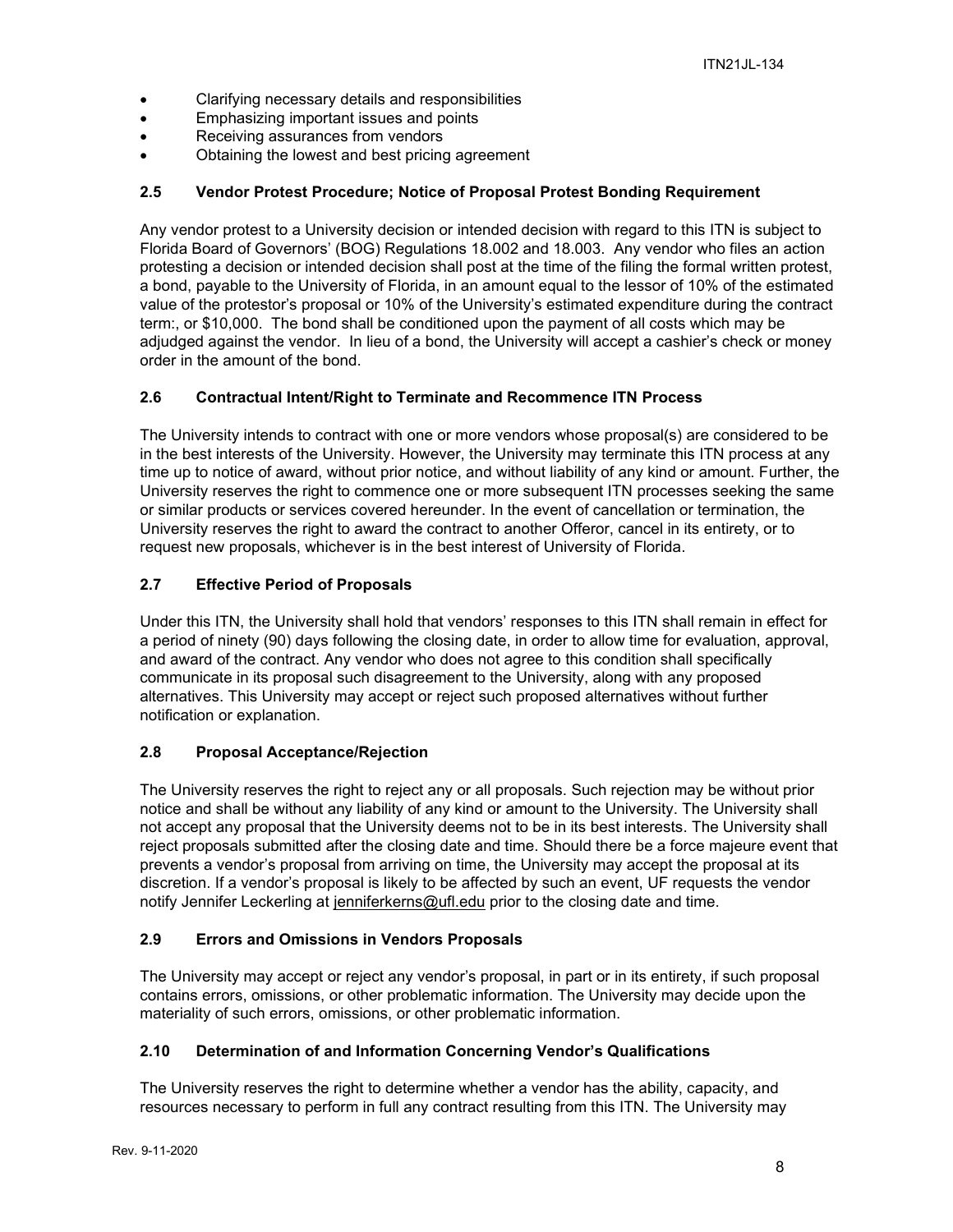- Clarifying necessary details and responsibilities
- Emphasizing important issues and points
- Receiving assurances from vendors
- Obtaining the lowest and best pricing agreement

### 2.5 Vendor Protest Procedure; Notice of Proposal Protest Bonding Requirement

Any vendor protest to a University decision or intended decision with regard to this ITN is subject to Florida Board of Governors' (BOG) Regulations 18.002 and 18.003. Any vendor who files an action protesting a decision or intended decision shall post at the time of the filing the formal written protest, a bond, payable to the University of Florida, in an amount equal to the lessor of 10% of the estimated value of the protestor's proposal or 10% of the University's estimated expenditure during the contract term:, or $10,000. The bond shall be conditioned upon the payment of all costs which may be adjudged against the vendor. In lieu of a bond, the University will accept a cashier's check or money order in the amount of the bond.

### 2.6 Contractual Intent/Right to Terminate and Recommence ITN Process

The University intends to contract with one or more vendors whose proposal(s) are considered to be in the best interests of the University. However, the University may terminate this ITN process at any time up to notice of award, without prior notice, and without liability of any kind or amount. Further, the University reserves the right to commence one or more subsequent ITN processes seeking the same or similar products or services covered hereunder. In the event of cancellation or termination, the University reserves the right to award the contract to another Offeror, cancel in its entirety, or to request new proposals, whichever is in the best interest of University of Florida.

### 2.7 Effective Period of Proposals

Under this ITN, the University shall hold that vendors' responses to this ITN shall remain in effect for a period of ninety (90) days following the closing date, in order to allow time for evaluation, approval, and award of the contract. Any vendor who does not agree to this condition shall specifically communicate in its proposal such disagreement to the University, along with any proposed alternatives. This University may accept or reject such proposed alternatives without further notification or explanation.

### 2.8 Proposal Acceptance/Rejection

The University reserves the right to reject any or all proposals. Such rejection may be without prior notice and shall be without any liability of any kind or amount to the University. The University shall not accept any proposal that the University deems not to be in its best interests. The University shall reject proposals submitted after the closing date and time. Should there be a force majeure event that prevents a vendor's proposal from arriving on time, the University may accept the proposal at its discretion. If a vendor's proposal is likely to be affected by such an event, UF requests the vendor notify Jennifer Leckerling at jenniferkerns@ufl.edu prior to the closing date and time.

### 2.9 Errors and Omissions in Vendors Proposals

The University may accept or reject any vendor's proposal, in part or in its entirety, if such proposal contains errors, omissions, or other problematic information. The University may decide upon the materiality of such errors, omissions, or other problematic information.

### 2.10 Determination of and Information Concerning Vendor's Qualifications

The University reserves the right to determine whether a vendor has the ability, capacity, and resources necessary to perform in full any contract resulting from this ITN. The University may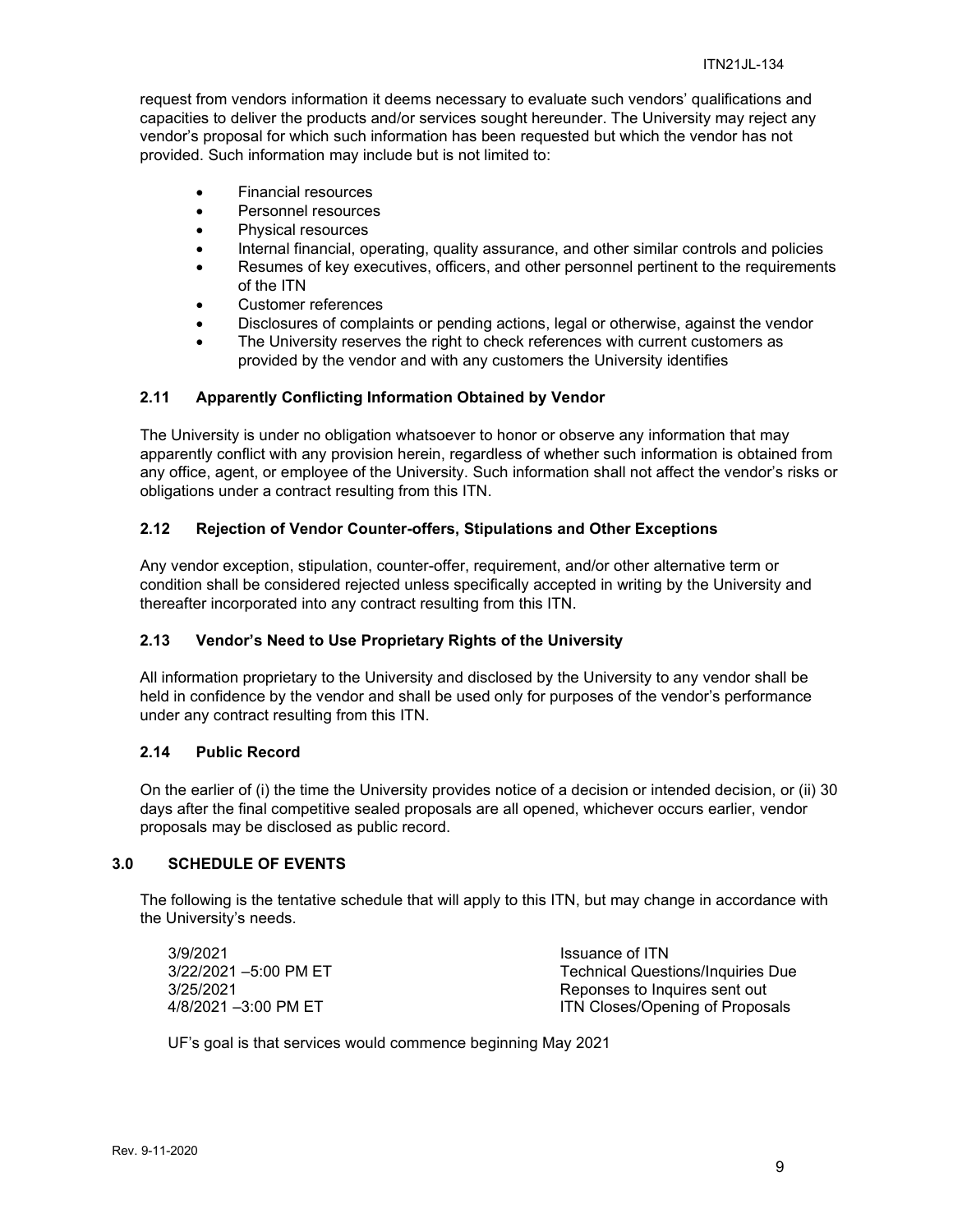request from vendors information it deems necessary to evaluate such vendors' qualifications and capacities to deliver the products and/or services sought hereunder. The University may reject any vendor's proposal for which such information has been requested but which the vendor has not provided. Such information may include but is not limited to:

- Financial resources
- Personnel resources
- Physical resources
- Internal financial, operating, quality assurance, and other similar controls and policies
- Resumes of key executives, officers, and other personnel pertinent to the requirements of the ITN
- Customer references
- Disclosures of complaints or pending actions, legal or otherwise, against the vendor
- The University reserves the right to check references with current customers as provided by the vendor and with any customers the University identifies

### 2.11 Apparently Conflicting Information Obtained by Vendor

The University is under no obligation whatsoever to honor or observe any information that may apparently conflict with any provision herein, regardless of whether such information is obtained from any office, agent, or employee of the University. Such information shall not affect the vendor's risks or obligations under a contract resulting from this ITN.

### 2.12 Rejection of Vendor Counter-offers, Stipulations and Other Exceptions

Any vendor exception, stipulation, counter-offer, requirement, and/or other alternative term or condition shall be considered rejected unless specifically accepted in writing by the University and thereafter incorporated into any contract resulting from this ITN.

### 2.13 Vendor's Need to Use Proprietary Rights of the University

All information proprietary to the University and disclosed by the University to any vendor shall be held in confidence by the vendor and shall be used only for purposes of the vendor's performance under any contract resulting from this ITN.

### 2.14 Public Record

On the earlier of (i) the time the University provides notice of a decision or intended decision, or (ii) 30 days after the final competitive sealed proposals are all opened, whichever occurs earlier, vendor proposals may be disclosed as public record.

## 3.0 SCHEDULE OF EVENTS

The following is the tentative schedule that will apply to this ITN, but may change in accordance with the University's needs.

| | |
|---|---|
| 3/9/2021 | Issuance of ITN |
| 3/22/2021 –5:00 PM ET | Technical Questions/Inquiries Due |
| 3/25/2021 | Reponses to Inquires sent out |
| 4/8/2021 –3:00 PM ET | ITN Closes/Opening of Proposals |

UF's goal is that services would commence beginning May 2021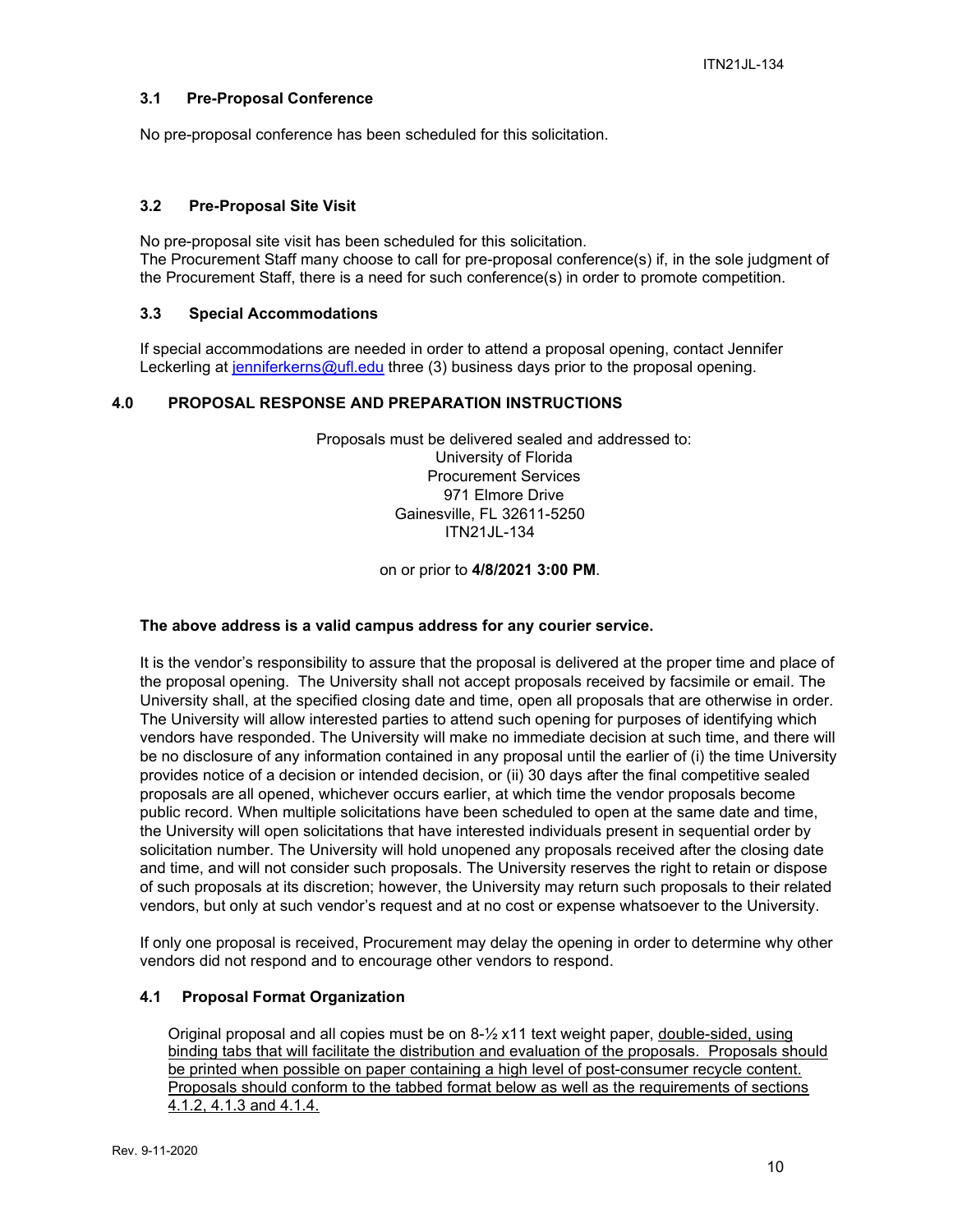### 3.1 Pre-Proposal Conference

No pre-proposal conference has been scheduled for this solicitation.

### 3.2 Pre-Proposal Site Visit

No pre-proposal site visit has been scheduled for this solicitation.
The Procurement Staff many choose to call for pre-proposal conference(s) if, in the sole judgment of the Procurement Staff, there is a need for such conference(s) in order to promote competition.

### 3.3 Special Accommodations

If special accommodations are needed in order to attend a proposal opening, contact Jennifer Leckerling at [jenniferkerns@ufl.edu](mailto:jenniferkerns@ufl.edu) three (3) business days prior to the proposal opening.

## 4.0 PROPOSAL RESPONSE AND PREPARATION INSTRUCTIONS

Proposals must be delivered sealed and addressed to:
University of Florida
Procurement Services
971 Elmore Drive
Gainesville, FL 32611-5250
ITN21JL-134

on or prior to **4/8/2021 3:00 PM**.

**The above address is a valid campus address for any courier service.**

It is the vendor's responsibility to assure that the proposal is delivered at the proper time and place of the proposal opening. The University shall not accept proposals received by facsimile or email. The University shall, at the specified closing date and time, open all proposals that are otherwise in order. The University will allow interested parties to attend such opening for purposes of identifying which vendors have responded. The University will make no immediate decision at such time, and there will be no disclosure of any information contained in any proposal until the earlier of (i) the time University provides notice of a decision or intended decision, or (ii) 30 days after the final competitive sealed proposals are all opened, whichever occurs earlier, at which time the vendor proposals become public record. When multiple solicitations have been scheduled to open at the same date and time, the University will open solicitations that have interested individuals present in sequential order by solicitation number. The University will hold unopened any proposals received after the closing date and time, and will not consider such proposals. The University reserves the right to retain or dispose of such proposals at its discretion; however, the University may return such proposals to their related vendors, but only at such vendor's request and at no cost or expense whatsoever to the University.

If only one proposal is received, Procurement may delay the opening in order to determine why other vendors did not respond and to encourage other vendors to respond.

### 4.1 Proposal Format Organization

Original proposal and all copies must be on 8-½ x11 text weight paper, <u>double-sided, using binding tabs that will facilitate the distribution and evaluation of the proposals. Proposals should be printed when possible on paper containing a high level of post-consumer recycle content. Proposals should conform to the tabbed format below as well as the requirements of sections 4.1.2, 4.1.3 and 4.1.4.</u>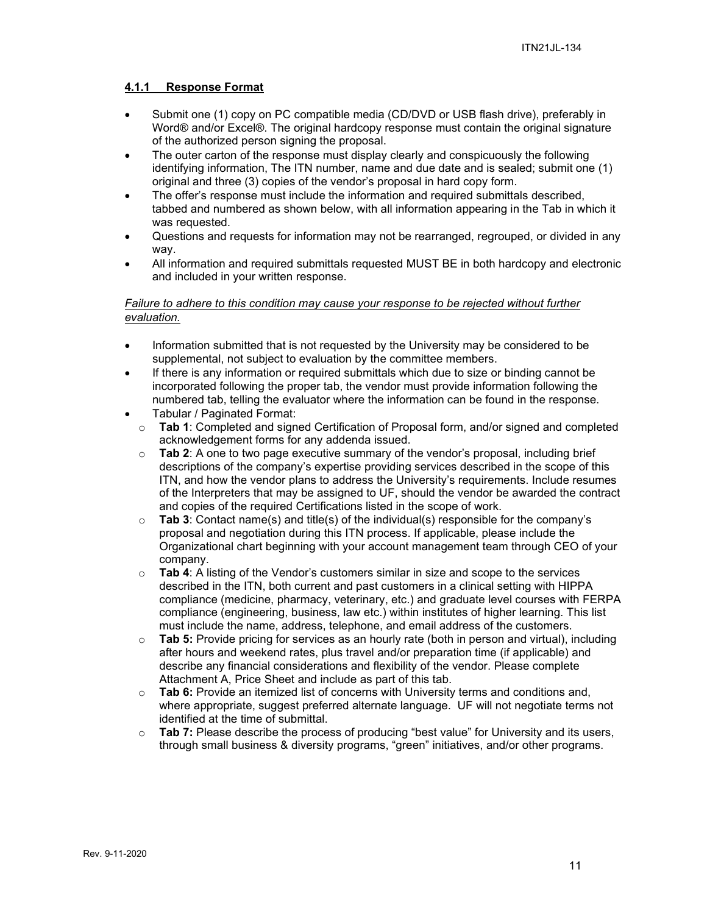### 4.1.1 Response Format

- Submit one (1) copy on PC compatible media (CD/DVD or USB flash drive), preferably in Word® and/or Excel®. The original hardcopy response must contain the original signature of the authorized person signing the proposal.
- The outer carton of the response must display clearly and conspicuously the following identifying information, The ITN number, name and due date and is sealed; submit one (1) original and three (3) copies of the vendor's proposal in hard copy form.
- The offer's response must include the information and required submittals described, tabbed and numbered as shown below, with all information appearing in the Tab in which it was requested.
- Questions and requests for information may not be rearranged, regrouped, or divided in any way.
- All information and required submittals requested MUST BE in both hardcopy and electronic and included in your written response.

*Failure to adhere to this condition may cause your response to be rejected without further evaluation.*

- Information submitted that is not requested by the University may be considered to be supplemental, not subject to evaluation by the committee members.
- If there is any information or required submittals which due to size or binding cannot be incorporated following the proper tab, the vendor must provide information following the numbered tab, telling the evaluator where the information can be found in the response.
- Tabular / Paginated Format:
  - **Tab 1**: Completed and signed Certification of Proposal form, and/or signed and completed acknowledgement forms for any addenda issued.
  - **Tab 2**: A one to two page executive summary of the vendor's proposal, including brief descriptions of the company's expertise providing services described in the scope of this ITN, and how the vendor plans to address the University's requirements. Include resumes of the Interpreters that may be assigned to UF, should the vendor be awarded the contract and copies of the required Certifications listed in the scope of work.
  - **Tab 3**: Contact name(s) and title(s) of the individual(s) responsible for the company's proposal and negotiation during this ITN process. If applicable, please include the Organizational chart beginning with your account management team through CEO of your company.
  - **Tab 4**: A listing of the Vendor's customers similar in size and scope to the services described in the ITN, both current and past customers in a clinical setting with HIPPA compliance (medicine, pharmacy, veterinary, etc.) and graduate level courses with FERPA compliance (engineering, business, law etc.) within institutes of higher learning. This list must include the name, address, telephone, and email address of the customers.
  - **Tab 5:** Provide pricing for services as an hourly rate (both in person and virtual), including after hours and weekend rates, plus travel and/or preparation time (if applicable) and describe any financial considerations and flexibility of the vendor. Please complete Attachment A, Price Sheet and include as part of this tab.
  - **Tab 6:** Provide an itemized list of concerns with University terms and conditions and, where appropriate, suggest preferred alternate language. UF will not negotiate terms not identified at the time of submittal.
  - **Tab 7:** Please describe the process of producing "best value" for University and its users, through small business & diversity programs, "green" initiatives, and/or other programs.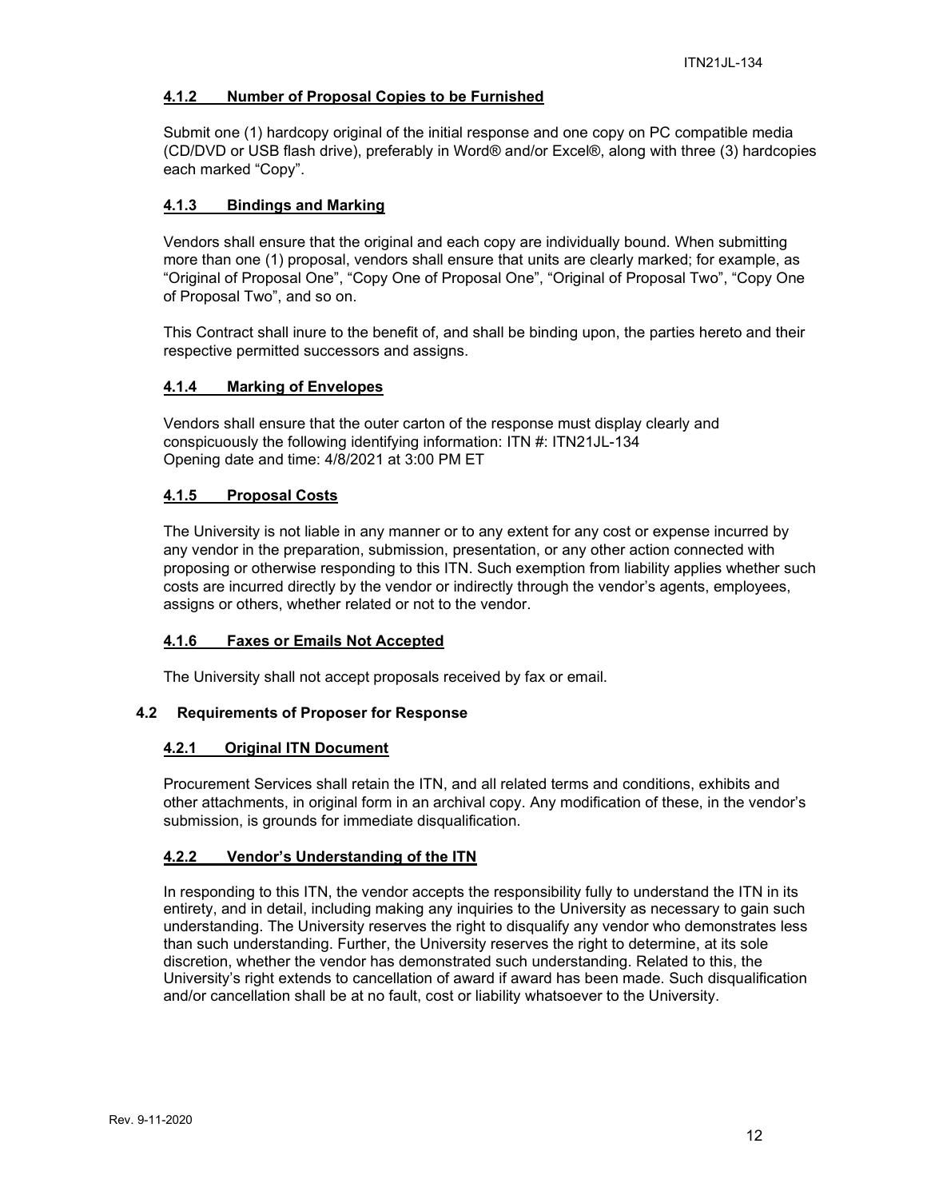#### 4.1.2 Number of Proposal Copies to be Furnished

Submit one (1) hardcopy original of the initial response and one copy on PC compatible media (CD/DVD or USB flash drive), preferably in Word® and/or Excel®, along with three (3) hardcopies each marked “Copy”.

#### 4.1.3 Bindings and Marking

Vendors shall ensure that the original and each copy are individually bound. When submitting more than one (1) proposal, vendors shall ensure that units are clearly marked; for example, as “Original of Proposal One”, “Copy One of Proposal One”, “Original of Proposal Two”, “Copy One of Proposal Two”, and so on.

This Contract shall inure to the benefit of, and shall be binding upon, the parties hereto and their respective permitted successors and assigns.

#### 4.1.4 Marking of Envelopes

Vendors shall ensure that the outer carton of the response must display clearly and conspicuously the following identifying information: ITN #: ITN21JL-134
Opening date and time: 4/8/2021 at 3:00 PM ET

#### 4.1.5 Proposal Costs

The University is not liable in any manner or to any extent for any cost or expense incurred by any vendor in the preparation, submission, presentation, or any other action connected with proposing or otherwise responding to this ITN. Such exemption from liability applies whether such costs are incurred directly by the vendor or indirectly through the vendor’s agents, employees, assigns or others, whether related or not to the vendor.

#### 4.1.6 Faxes or Emails Not Accepted

The University shall not accept proposals received by fax or email.

### 4.2 Requirements of Proposer for Response

#### 4.2.1 Original ITN Document

Procurement Services shall retain the ITN, and all related terms and conditions, exhibits and other attachments, in original form in an archival copy. Any modification of these, in the vendor’s submission, is grounds for immediate disqualification.

#### 4.2.2 Vendor’s Understanding of the ITN

In responding to this ITN, the vendor accepts the responsibility fully to understand the ITN in its entirety, and in detail, including making any inquiries to the University as necessary to gain such understanding. The University reserves the right to disqualify any vendor who demonstrates less than such understanding. Further, the University reserves the right to determine, at its sole discretion, whether the vendor has demonstrated such understanding. Related to this, the University’s right extends to cancellation of award if award has been made. Such disqualification and/or cancellation shall be at no fault, cost or liability whatsoever to the University.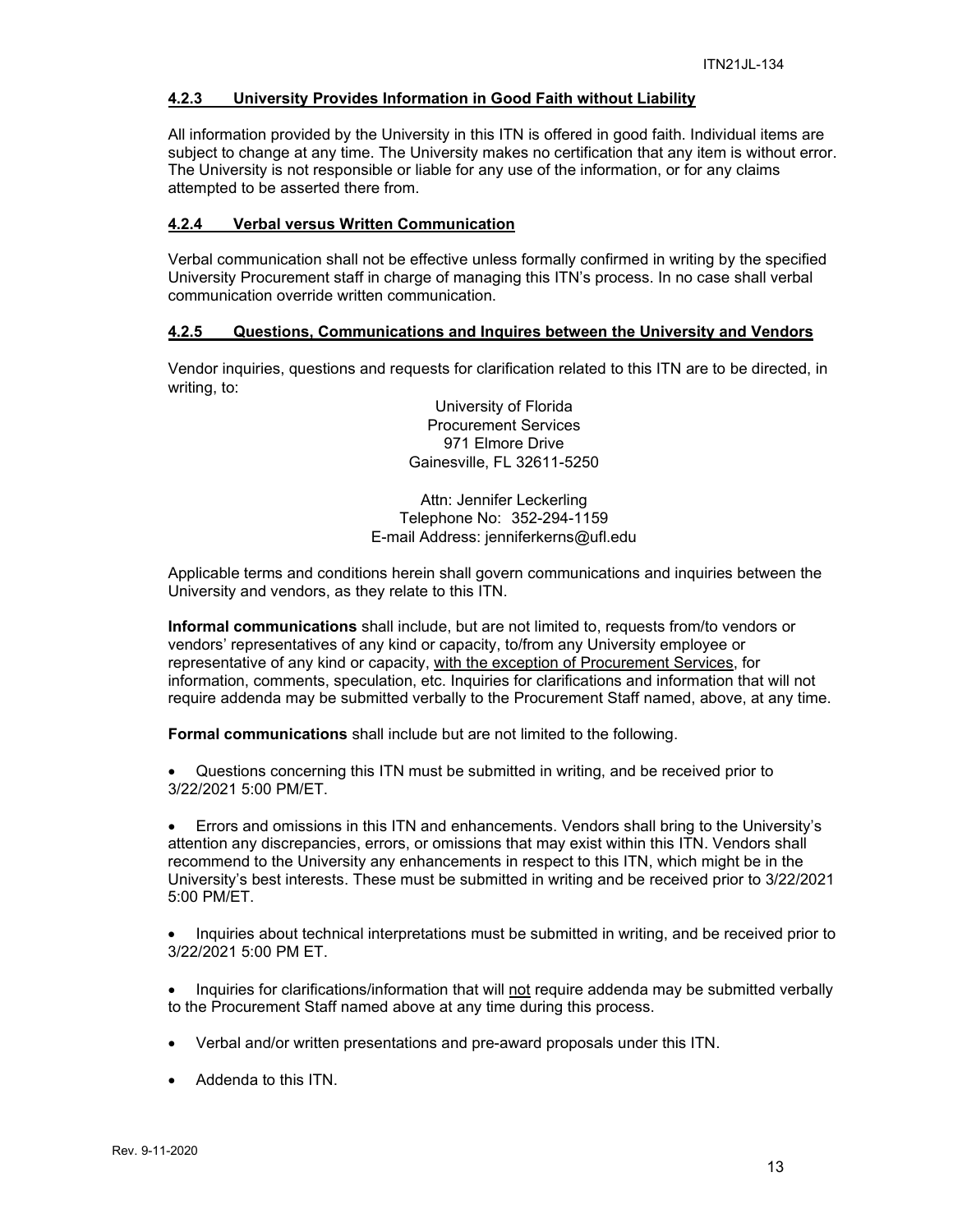#### 4.2.3 University Provides Information in Good Faith without Liability

All information provided by the University in this ITN is offered in good faith. Individual items are subject to change at any time. The University makes no certification that any item is without error. The University is not responsible or liable for any use of the information, or for any claims attempted to be asserted there from.

#### 4.2.4 Verbal versus Written Communication

Verbal communication shall not be effective unless formally confirmed in writing by the specified University Procurement staff in charge of managing this ITN's process. In no case shall verbal communication override written communication.

#### 4.2.5 Questions, Communications and Inquires between the University and Vendors

Vendor inquiries, questions and requests for clarification related to this ITN are to be directed, in writing, to:

University of Florida
Procurement Services
971 Elmore Drive
Gainesville, FL 32611-5250

Attn: Jennifer Leckerling
Telephone No: 352-294-1159
E-mail Address: jenniferkerns@ufl.edu

Applicable terms and conditions herein shall govern communications and inquiries between the University and vendors, as they relate to this ITN.

**Informal communications** shall include, but are not limited to, requests from/to vendors or vendors' representatives of any kind or capacity, to/from any University employee or representative of any kind or capacity, with the exception of Procurement Services, for information, comments, speculation, etc. Inquiries for clarifications and information that will not require addenda may be submitted verbally to the Procurement Staff named, above, at any time.

**Formal communications** shall include but are not limited to the following.

- Questions concerning this ITN must be submitted in writing, and be received prior to 3/22/2021 5:00 PM/ET.
- Errors and omissions in this ITN and enhancements. Vendors shall bring to the University's attention any discrepancies, errors, or omissions that may exist within this ITN. Vendors shall recommend to the University any enhancements in respect to this ITN, which might be in the University's best interests. These must be submitted in writing and be received prior to 3/22/2021 5:00 PM/ET.
- Inquiries about technical interpretations must be submitted in writing, and be received prior to 3/22/2021 5:00 PM ET.
- Inquiries for clarifications/information that will not require addenda may be submitted verbally to the Procurement Staff named above at any time during this process.
- Verbal and/or written presentations and pre-award proposals under this ITN.
- Addenda to this ITN.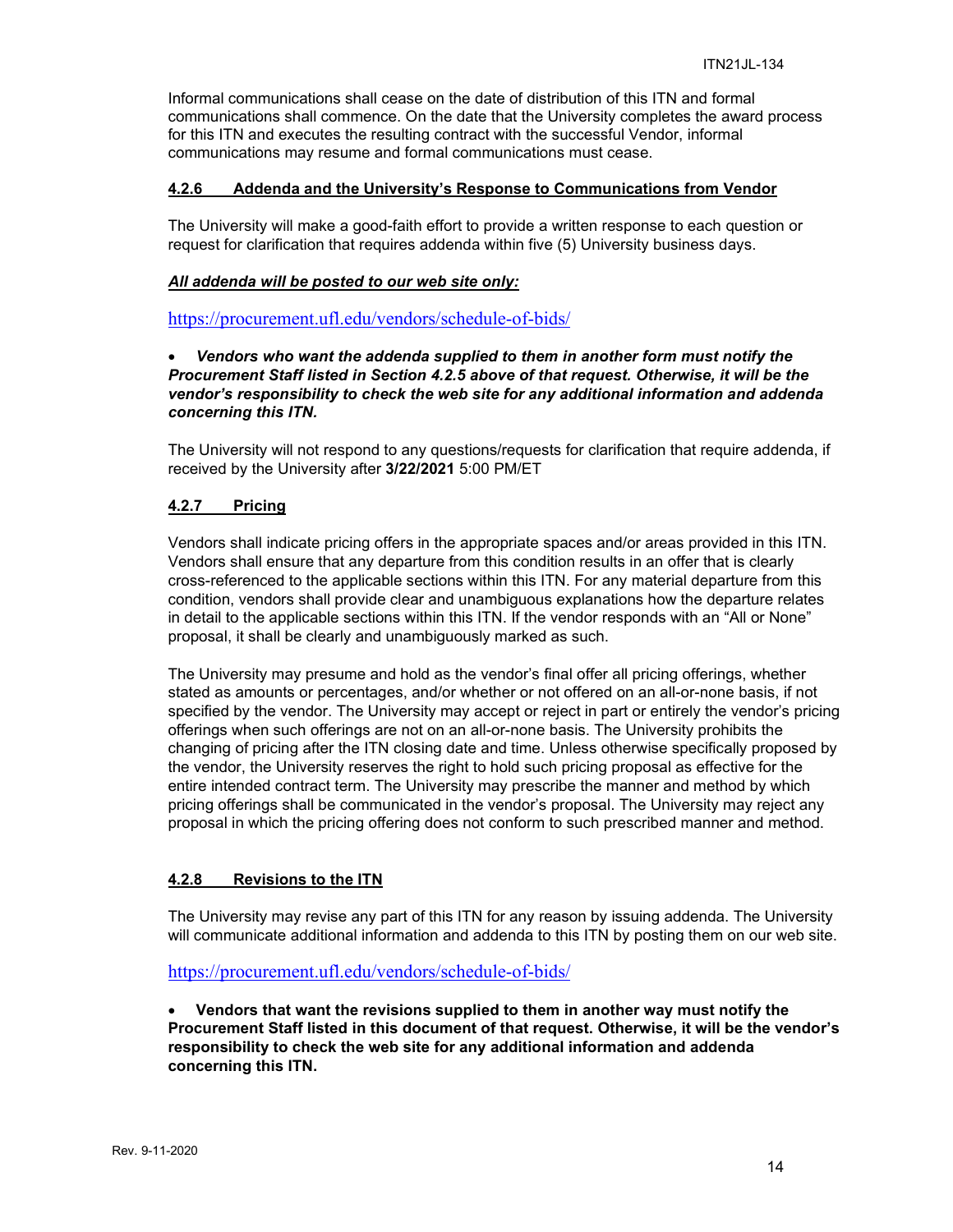Informal communications shall cease on the date of distribution of this ITN and formal communications shall commence. On the date that the University completes the award process for this ITN and executes the resulting contract with the successful Vendor, informal communications may resume and formal communications must cease.

#### 4.2.6 Addenda and the University's Response to Communications from Vendor

The University will make a good-faith effort to provide a written response to each question or request for clarification that requires addenda within five (5) University business days.

***All addenda will be posted to our web site only:***

https://procurement.ufl.edu/vendors/schedule-of-bids/

- ***Vendors who want the addenda supplied to them in another form must notify the Procurement Staff listed in Section 4.2.5 above of that request. Otherwise, it will be the vendor's responsibility to check the web site for any additional information and addenda concerning this ITN.***

The University will not respond to any questions/requests for clarification that require addenda, if received by the University after **3/22/2021** 5:00 PM/ET

#### 4.2.7 Pricing

Vendors shall indicate pricing offers in the appropriate spaces and/or areas provided in this ITN. Vendors shall ensure that any departure from this condition results in an offer that is clearly cross-referenced to the applicable sections within this ITN. For any material departure from this condition, vendors shall provide clear and unambiguous explanations how the departure relates in detail to the applicable sections within this ITN. If the vendor responds with an "All or None" proposal, it shall be clearly and unambiguously marked as such.

The University may presume and hold as the vendor's final offer all pricing offerings, whether stated as amounts or percentages, and/or whether or not offered on an all-or-none basis, if not specified by the vendor. The University may accept or reject in part or entirely the vendor's pricing offerings when such offerings are not on an all-or-none basis. The University prohibits the changing of pricing after the ITN closing date and time. Unless otherwise specifically proposed by the vendor, the University reserves the right to hold such pricing proposal as effective for the entire intended contract term. The University may prescribe the manner and method by which pricing offerings shall be communicated in the vendor's proposal. The University may reject any proposal in which the pricing offering does not conform to such prescribed manner and method.

#### 4.2.8 Revisions to the ITN

The University may revise any part of this ITN for any reason by issuing addenda. The University will communicate additional information and addenda to this ITN by posting them on our web site.

https://procurement.ufl.edu/vendors/schedule-of-bids/

- **Vendors that want the revisions supplied to them in another way must notify the Procurement Staff listed in this document of that request. Otherwise, it will be the vendor's responsibility to check the web site for any additional information and addenda concerning this ITN.**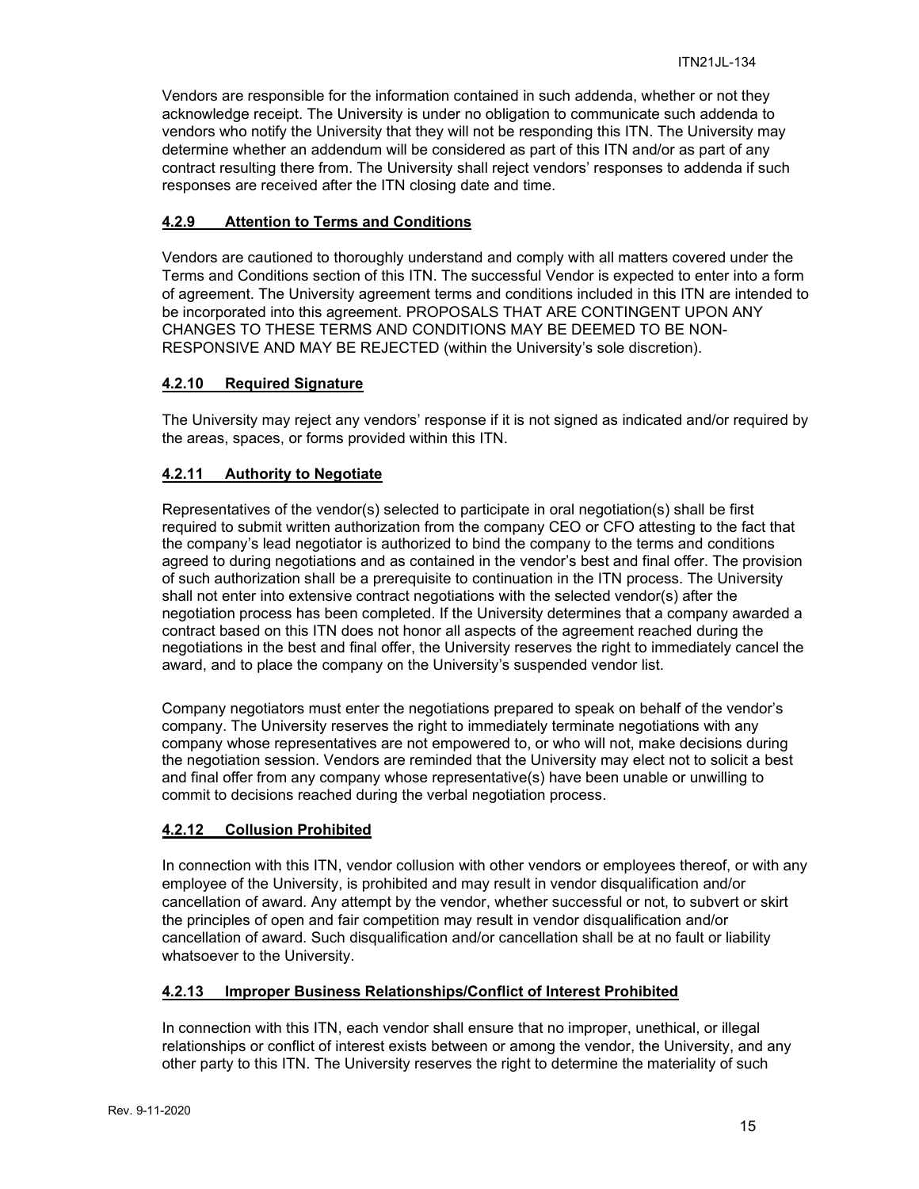Vendors are responsible for the information contained in such addenda, whether or not they acknowledge receipt. The University is under no obligation to communicate such addenda to vendors who notify the University that they will not be responding this ITN. The University may determine whether an addendum will be considered as part of this ITN and/or as part of any contract resulting there from. The University shall reject vendors' responses to addenda if such responses are received after the ITN closing date and time.

#### **4.2.9 Attention to Terms and Conditions**

Vendors are cautioned to thoroughly understand and comply with all matters covered under the Terms and Conditions section of this ITN. The successful Vendor is expected to enter into a form of agreement. The University agreement terms and conditions included in this ITN are intended to be incorporated into this agreement. PROPOSALS THAT ARE CONTINGENT UPON ANY CHANGES TO THESE TERMS AND CONDITIONS MAY BE DEEMED TO BE NON-RESPONSIVE AND MAY BE REJECTED (within the University's sole discretion).

#### **4.2.10 Required Signature**

The University may reject any vendors' response if it is not signed as indicated and/or required by the areas, spaces, or forms provided within this ITN.

#### **4.2.11 Authority to Negotiate**

Representatives of the vendor(s) selected to participate in oral negotiation(s) shall be first required to submit written authorization from the company CEO or CFO attesting to the fact that the company's lead negotiator is authorized to bind the company to the terms and conditions agreed to during negotiations and as contained in the vendor's best and final offer. The provision of such authorization shall be a prerequisite to continuation in the ITN process. The University shall not enter into extensive contract negotiations with the selected vendor(s) after the negotiation process has been completed. If the University determines that a company awarded a contract based on this ITN does not honor all aspects of the agreement reached during the negotiations in the best and final offer, the University reserves the right to immediately cancel the award, and to place the company on the University's suspended vendor list.

Company negotiators must enter the negotiations prepared to speak on behalf of the vendor's company. The University reserves the right to immediately terminate negotiations with any company whose representatives are not empowered to, or who will not, make decisions during the negotiation session. Vendors are reminded that the University may elect not to solicit a best and final offer from any company whose representative(s) have been unable or unwilling to commit to decisions reached during the verbal negotiation process.

#### **4.2.12 Collusion Prohibited**

In connection with this ITN, vendor collusion with other vendors or employees thereof, or with any employee of the University, is prohibited and may result in vendor disqualification and/or cancellation of award. Any attempt by the vendor, whether successful or not, to subvert or skirt the principles of open and fair competition may result in vendor disqualification and/or cancellation of award. Such disqualification and/or cancellation shall be at no fault or liability whatsoever to the University.

#### **4.2.13 Improper Business Relationships/Conflict of Interest Prohibited**

In connection with this ITN, each vendor shall ensure that no improper, unethical, or illegal relationships or conflict of interest exists between or among the vendor, the University, and any other party to this ITN. The University reserves the right to determine the materiality of such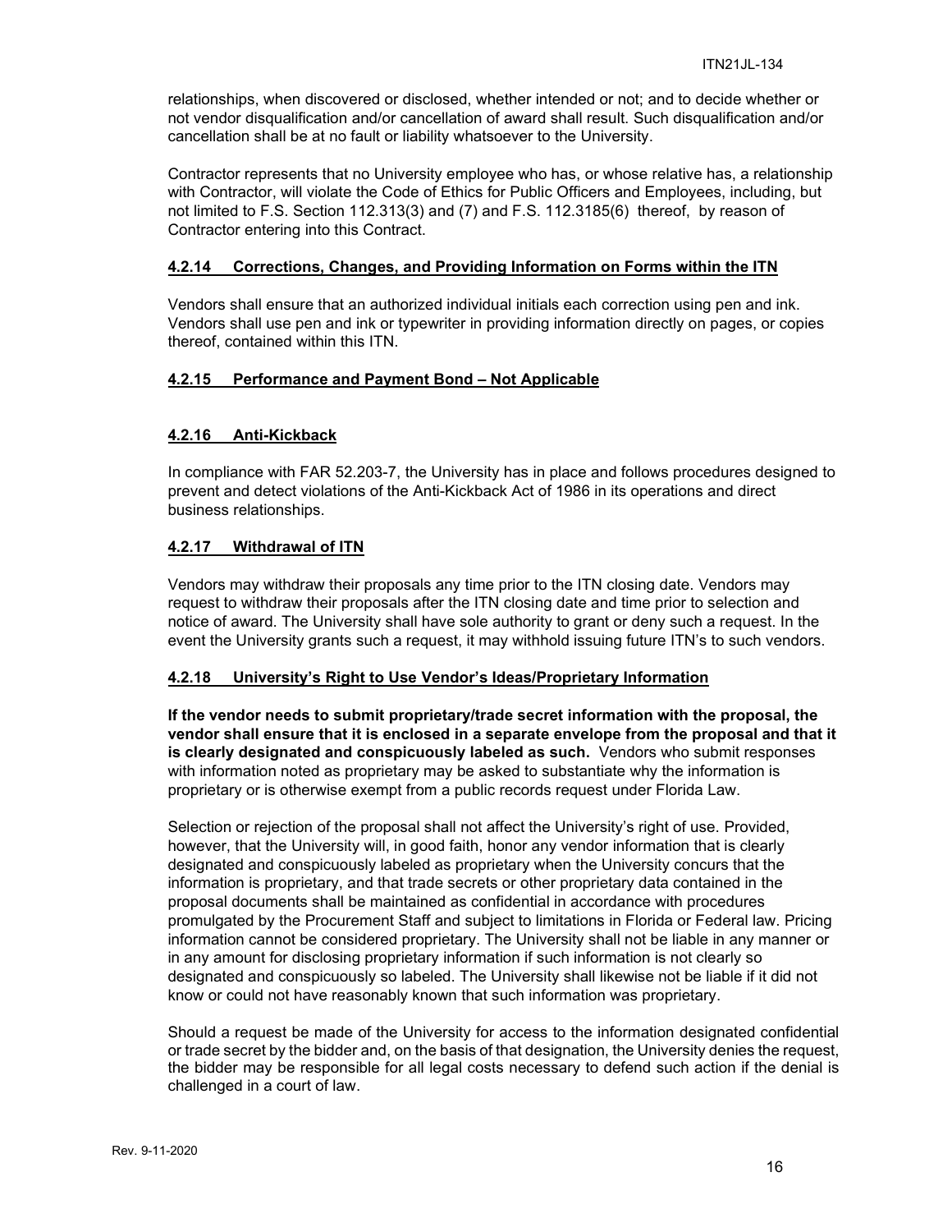relationships, when discovered or disclosed, whether intended or not; and to decide whether or not vendor disqualification and/or cancellation of award shall result. Such disqualification and/or cancellation shall be at no fault or liability whatsoever to the University.

Contractor represents that no University employee who has, or whose relative has, a relationship with Contractor, will violate the Code of Ethics for Public Officers and Employees, including, but not limited to F.S. Section 112.313(3) and (7) and F.S. 112.3185(6) thereof, by reason of Contractor entering into this Contract.

#### 4.2.14 Corrections, Changes, and Providing Information on Forms within the ITN

Vendors shall ensure that an authorized individual initials each correction using pen and ink. Vendors shall use pen and ink or typewriter in providing information directly on pages, or copies thereof, contained within this ITN.

#### 4.2.15 Performance and Payment Bond – Not Applicable

#### 4.2.16 Anti-Kickback

In compliance with FAR 52.203-7, the University has in place and follows procedures designed to prevent and detect violations of the Anti-Kickback Act of 1986 in its operations and direct business relationships.

#### 4.2.17 Withdrawal of ITN

Vendors may withdraw their proposals any time prior to the ITN closing date. Vendors may request to withdraw their proposals after the ITN closing date and time prior to selection and notice of award. The University shall have sole authority to grant or deny such a request. In the event the University grants such a request, it may withhold issuing future ITN's to such vendors.

#### 4.2.18 University's Right to Use Vendor's Ideas/Proprietary Information

**If the vendor needs to submit proprietary/trade secret information with the proposal, the vendor shall ensure that it is enclosed in a separate envelope from the proposal and that it is clearly designated and conspicuously labeled as such.** Vendors who submit responses with information noted as proprietary may be asked to substantiate why the information is proprietary or is otherwise exempt from a public records request under Florida Law.

Selection or rejection of the proposal shall not affect the University's right of use. Provided, however, that the University will, in good faith, honor any vendor information that is clearly designated and conspicuously labeled as proprietary when the University concurs that the information is proprietary, and that trade secrets or other proprietary data contained in the proposal documents shall be maintained as confidential in accordance with procedures promulgated by the Procurement Staff and subject to limitations in Florida or Federal law. Pricing information cannot be considered proprietary. The University shall not be liable in any manner or in any amount for disclosing proprietary information if such information is not clearly so designated and conspicuously so labeled. The University shall likewise not be liable if it did not know or could not have reasonably known that such information was proprietary.

Should a request be made of the University for access to the information designated confidential or trade secret by the bidder and, on the basis of that designation, the University denies the request, the bidder may be responsible for all legal costs necessary to defend such action if the denial is challenged in a court of law.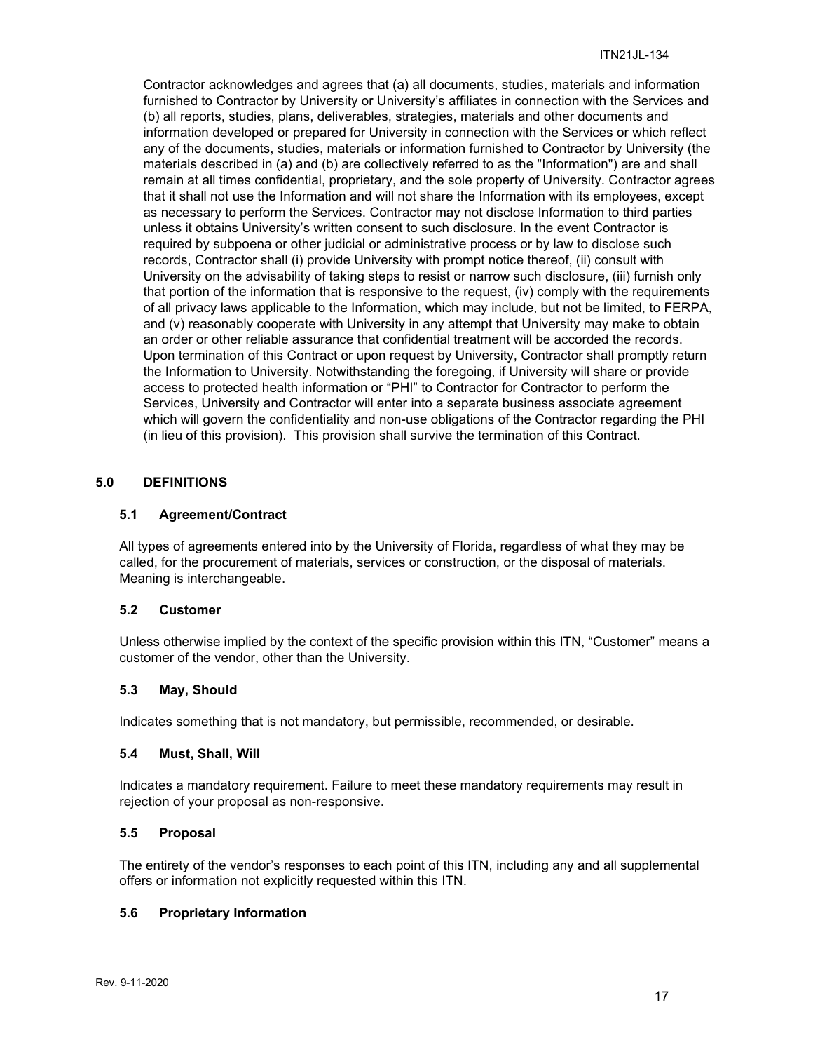Contractor acknowledges and agrees that (a) all documents, studies, materials and information furnished to Contractor by University or University's affiliates in connection with the Services and (b) all reports, studies, plans, deliverables, strategies, materials and other documents and information developed or prepared for University in connection with the Services or which reflect any of the documents, studies, materials or information furnished to Contractor by University (the materials described in (a) and (b) are collectively referred to as the "Information") are and shall remain at all times confidential, proprietary, and the sole property of University. Contractor agrees that it shall not use the Information and will not share the Information with its employees, except as necessary to perform the Services. Contractor may not disclose Information to third parties unless it obtains University's written consent to such disclosure. In the event Contractor is required by subpoena or other judicial or administrative process or by law to disclose such records, Contractor shall (i) provide University with prompt notice thereof, (ii) consult with University on the advisability of taking steps to resist or narrow such disclosure, (iii) furnish only that portion of the information that is responsive to the request, (iv) comply with the requirements of all privacy laws applicable to the Information, which may include, but not be limited, to FERPA, and (v) reasonably cooperate with University in any attempt that University may make to obtain an order or other reliable assurance that confidential treatment will be accorded the records. Upon termination of this Contract or upon request by University, Contractor shall promptly return the Information to University. Notwithstanding the foregoing, if University will share or provide access to protected health information or "PHI" to Contractor for Contractor to perform the Services, University and Contractor will enter into a separate business associate agreement which will govern the confidentiality and non-use obligations of the Contractor regarding the PHI (in lieu of this provision). This provision shall survive the termination of this Contract.

## 5.0 DEFINITIONS

### 5.1 Agreement/Contract

All types of agreements entered into by the University of Florida, regardless of what they may be called, for the procurement of materials, services or construction, or the disposal of materials. Meaning is interchangeable.

### 5.2 Customer

Unless otherwise implied by the context of the specific provision within this ITN, "Customer" means a customer of the vendor, other than the University.

### 5.3 May, Should

Indicates something that is not mandatory, but permissible, recommended, or desirable.

### 5.4 Must, Shall, Will

Indicates a mandatory requirement. Failure to meet these mandatory requirements may result in rejection of your proposal as non-responsive.

### 5.5 Proposal

The entirety of the vendor's responses to each point of this ITN, including any and all supplemental offers or information not explicitly requested within this ITN.

### 5.6 Proprietary Information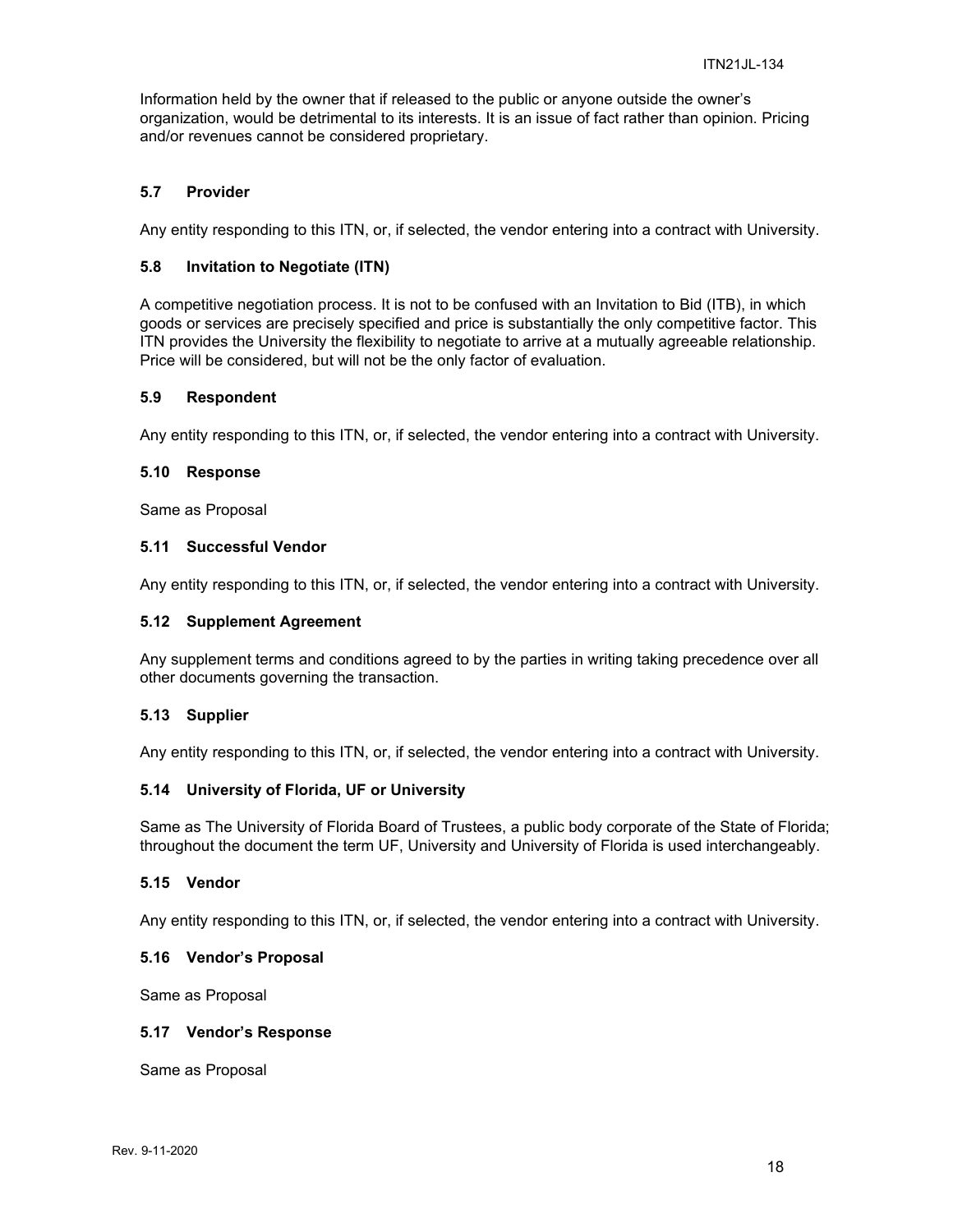Information held by the owner that if released to the public or anyone outside the owner's organization, would be detrimental to its interests. It is an issue of fact rather than opinion. Pricing and/or revenues cannot be considered proprietary.

### 5.7 Provider

Any entity responding to this ITN, or, if selected, the vendor entering into a contract with University.

### 5.8 Invitation to Negotiate (ITN)

A competitive negotiation process. It is not to be confused with an Invitation to Bid (ITB), in which goods or services are precisely specified and price is substantially the only competitive factor. This ITN provides the University the flexibility to negotiate to arrive at a mutually agreeable relationship. Price will be considered, but will not be the only factor of evaluation.

### 5.9 Respondent

Any entity responding to this ITN, or, if selected, the vendor entering into a contract with University.

### 5.10 Response

Same as Proposal

### 5.11 Successful Vendor

Any entity responding to this ITN, or, if selected, the vendor entering into a contract with University.

### 5.12 Supplement Agreement

Any supplement terms and conditions agreed to by the parties in writing taking precedence over all other documents governing the transaction.

### 5.13 Supplier

Any entity responding to this ITN, or, if selected, the vendor entering into a contract with University.

### 5.14 University of Florida, UF or University

Same as The University of Florida Board of Trustees, a public body corporate of the State of Florida; throughout the document the term UF, University and University of Florida is used interchangeably.

### 5.15 Vendor

Any entity responding to this ITN, or, if selected, the vendor entering into a contract with University.

### 5.16 Vendor's Proposal

Same as Proposal

### 5.17 Vendor's Response

Same as Proposal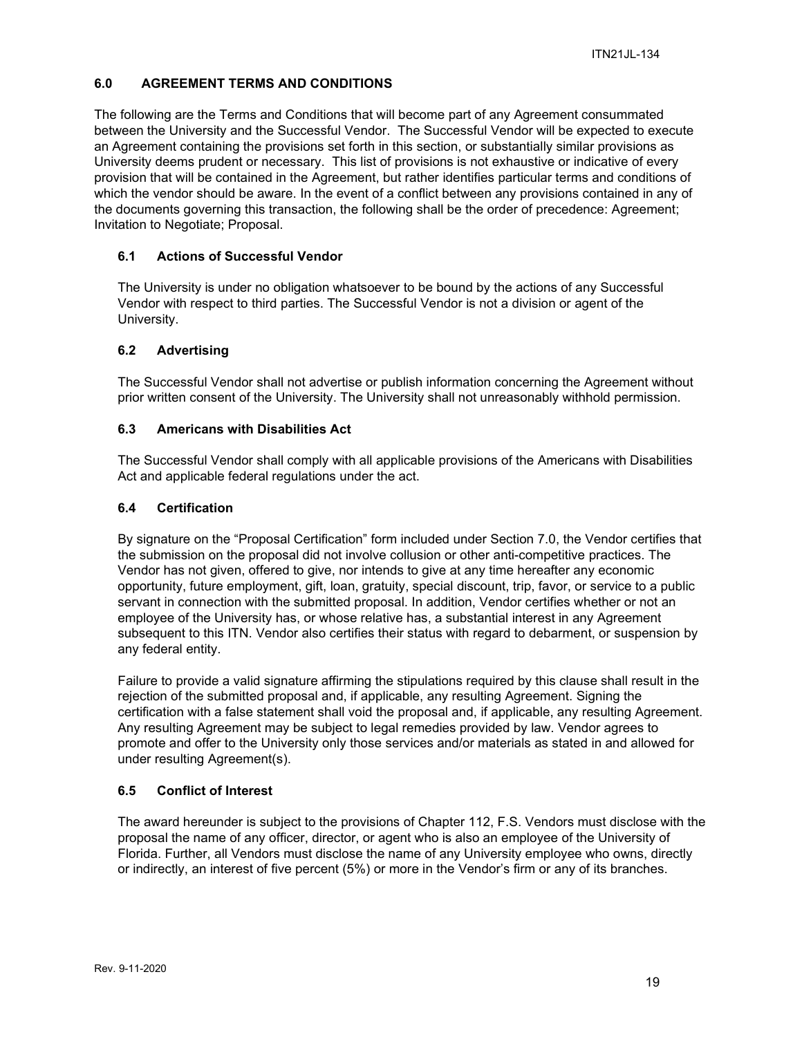## 6.0 AGREEMENT TERMS AND CONDITIONS

The following are the Terms and Conditions that will become part of any Agreement consummated between the University and the Successful Vendor. The Successful Vendor will be expected to execute an Agreement containing the provisions set forth in this section, or substantially similar provisions as University deems prudent or necessary. This list of provisions is not exhaustive or indicative of every provision that will be contained in the Agreement, but rather identifies particular terms and conditions of which the vendor should be aware. In the event of a conflict between any provisions contained in any of the documents governing this transaction, the following shall be the order of precedence: Agreement; Invitation to Negotiate; Proposal.

### 6.1 Actions of Successful Vendor

The University is under no obligation whatsoever to be bound by the actions of any Successful Vendor with respect to third parties. The Successful Vendor is not a division or agent of the University.

### 6.2 Advertising

The Successful Vendor shall not advertise or publish information concerning the Agreement without prior written consent of the University. The University shall not unreasonably withhold permission.

### 6.3 Americans with Disabilities Act

The Successful Vendor shall comply with all applicable provisions of the Americans with Disabilities Act and applicable federal regulations under the act.

### 6.4 Certification

By signature on the "Proposal Certification" form included under Section 7.0, the Vendor certifies that the submission on the proposal did not involve collusion or other anti-competitive practices. The Vendor has not given, offered to give, nor intends to give at any time hereafter any economic opportunity, future employment, gift, loan, gratuity, special discount, trip, favor, or service to a public servant in connection with the submitted proposal. In addition, Vendor certifies whether or not an employee of the University has, or whose relative has, a substantial interest in any Agreement subsequent to this ITN. Vendor also certifies their status with regard to debarment, or suspension by any federal entity.

Failure to provide a valid signature affirming the stipulations required by this clause shall result in the rejection of the submitted proposal and, if applicable, any resulting Agreement. Signing the certification with a false statement shall void the proposal and, if applicable, any resulting Agreement. Any resulting Agreement may be subject to legal remedies provided by law. Vendor agrees to promote and offer to the University only those services and/or materials as stated in and allowed for under resulting Agreement(s).

### 6.5 Conflict of Interest

The award hereunder is subject to the provisions of Chapter 112, F.S. Vendors must disclose with the proposal the name of any officer, director, or agent who is also an employee of the University of Florida. Further, all Vendors must disclose the name of any University employee who owns, directly or indirectly, an interest of five percent (5%) or more in the Vendor's firm or any of its branches.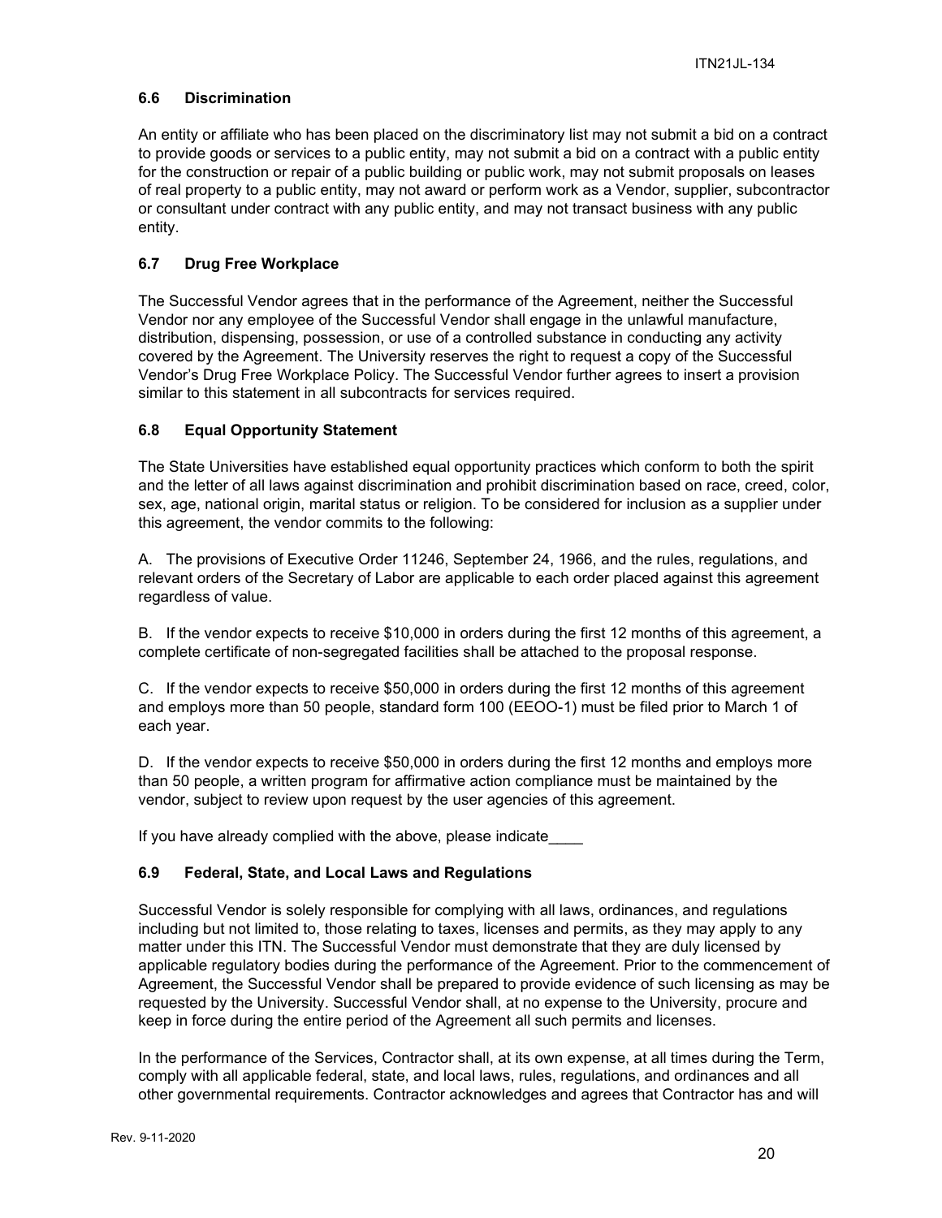### 6.6 Discrimination

An entity or affiliate who has been placed on the discriminatory list may not submit a bid on a contract to provide goods or services to a public entity, may not submit a bid on a contract with a public entity for the construction or repair of a public building or public work, may not submit proposals on leases of real property to a public entity, may not award or perform work as a Vendor, supplier, subcontractor or consultant under contract with any public entity, and may not transact business with any public entity.

### 6.7 Drug Free Workplace

The Successful Vendor agrees that in the performance of the Agreement, neither the Successful Vendor nor any employee of the Successful Vendor shall engage in the unlawful manufacture, distribution, dispensing, possession, or use of a controlled substance in conducting any activity covered by the Agreement. The University reserves the right to request a copy of the Successful Vendor's Drug Free Workplace Policy. The Successful Vendor further agrees to insert a provision similar to this statement in all subcontracts for services required.

### 6.8 Equal Opportunity Statement

The State Universities have established equal opportunity practices which conform to both the spirit and the letter of all laws against discrimination and prohibit discrimination based on race, creed, color, sex, age, national origin, marital status or religion. To be considered for inclusion as a supplier under this agreement, the vendor commits to the following:

A. The provisions of Executive Order 11246, September 24, 1966, and the rules, regulations, and relevant orders of the Secretary of Labor are applicable to each order placed against this agreement regardless of value.

B. If the vendor expects to receive $10,000 in orders during the first 12 months of this agreement, a complete certificate of non-segregated facilities shall be attached to the proposal response.

C. If the vendor expects to receive $50,000 in orders during the first 12 months of this agreement and employs more than 50 people, standard form 100 (EEOO-1) must be filed prior to March 1 of each year.

D. If the vendor expects to receive $50,000 in orders during the first 12 months and employs more than 50 people, a written program for affirmative action compliance must be maintained by the vendor, subject to review upon request by the user agencies of this agreement.

If you have already complied with the above, please indicate____

### 6.9 Federal, State, and Local Laws and Regulations

Successful Vendor is solely responsible for complying with all laws, ordinances, and regulations including but not limited to, those relating to taxes, licenses and permits, as they may apply to any matter under this ITN. The Successful Vendor must demonstrate that they are duly licensed by applicable regulatory bodies during the performance of the Agreement. Prior to the commencement of Agreement, the Successful Vendor shall be prepared to provide evidence of such licensing as may be requested by the University. Successful Vendor shall, at no expense to the University, procure and keep in force during the entire period of the Agreement all such permits and licenses.

In the performance of the Services, Contractor shall, at its own expense, at all times during the Term, comply with all applicable federal, state, and local laws, rules, regulations, and ordinances and all other governmental requirements. Contractor acknowledges and agrees that Contractor has and will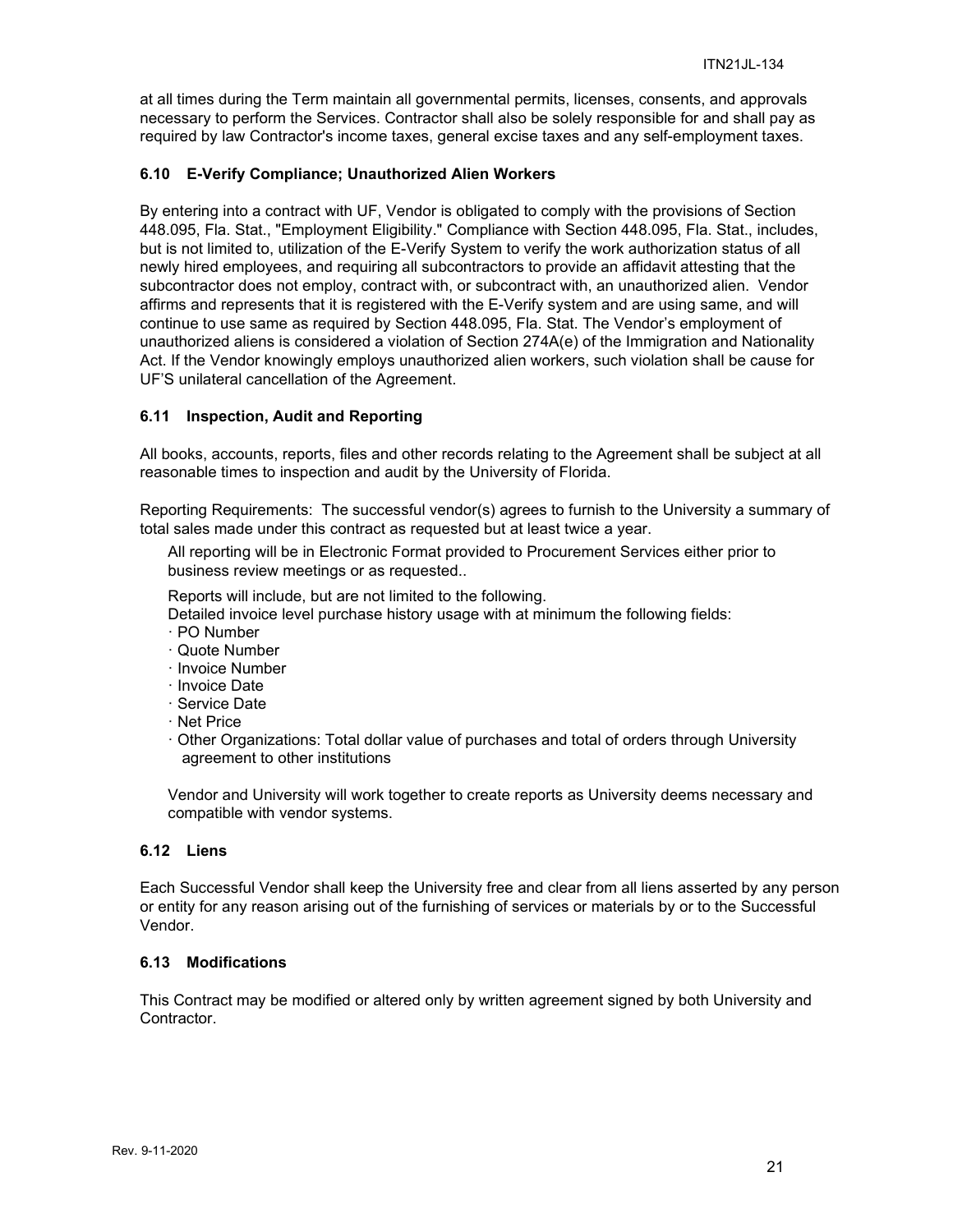at all times during the Term maintain all governmental permits, licenses, consents, and approvals necessary to perform the Services. Contractor shall also be solely responsible for and shall pay as required by law Contractor's income taxes, general excise taxes and any self-employment taxes.

### 6.10 E-Verify Compliance; Unauthorized Alien Workers

By entering into a contract with UF, Vendor is obligated to comply with the provisions of Section 448.095, Fla. Stat., "Employment Eligibility." Compliance with Section 448.095, Fla. Stat., includes, but is not limited to, utilization of the E-Verify System to verify the work authorization status of all newly hired employees, and requiring all subcontractors to provide an affidavit attesting that the subcontractor does not employ, contract with, or subcontract with, an unauthorized alien. Vendor affirms and represents that it is registered with the E-Verify system and are using same, and will continue to use same as required by Section 448.095, Fla. Stat. The Vendor's employment of unauthorized aliens is considered a violation of Section 274A(e) of the Immigration and Nationality Act. If the Vendor knowingly employs unauthorized alien workers, such violation shall be cause for UF'S unilateral cancellation of the Agreement.

### 6.11 Inspection, Audit and Reporting

All books, accounts, reports, files and other records relating to the Agreement shall be subject at all reasonable times to inspection and audit by the University of Florida.

Reporting Requirements: The successful vendor(s) agrees to furnish to the University a summary of total sales made under this contract as requested but at least twice a year.

All reporting will be in Electronic Format provided to Procurement Services either prior to business review meetings or as requested..

Reports will include, but are not limited to the following.
Detailed invoice level purchase history usage with at minimum the following fields:

- PO Number
- Quote Number
- Invoice Number
- Invoice Date
- Service Date
- Net Price
- Other Organizations: Total dollar value of purchases and total of orders through University agreement to other institutions

Vendor and University will work together to create reports as University deems necessary and compatible with vendor systems.

### 6.12 Liens

Each Successful Vendor shall keep the University free and clear from all liens asserted by any person or entity for any reason arising out of the furnishing of services or materials by or to the Successful Vendor.

### 6.13 Modifications

This Contract may be modified or altered only by written agreement signed by both University and Contractor.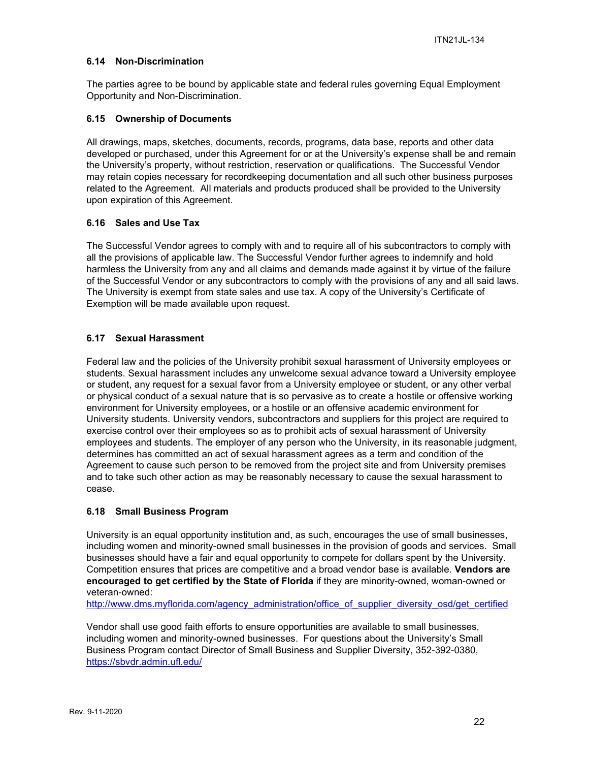### 6.14 Non-Discrimination

The parties agree to be bound by applicable state and federal rules governing Equal Employment Opportunity and Non-Discrimination.

### 6.15 Ownership of Documents

All drawings, maps, sketches, documents, records, programs, data base, reports and other data developed or purchased, under this Agreement for or at the University's expense shall be and remain the University's property, without restriction, reservation or qualifications. The Successful Vendor may retain copies necessary for recordkeeping documentation and all such other business purposes related to the Agreement. All materials and products produced shall be provided to the University upon expiration of this Agreement.

### 6.16 Sales and Use Tax

The Successful Vendor agrees to comply with and to require all of his subcontractors to comply with all the provisions of applicable law. The Successful Vendor further agrees to indemnify and hold harmless the University from any and all claims and demands made against it by virtue of the failure of the Successful Vendor or any subcontractors to comply with the provisions of any and all said laws. The University is exempt from state sales and use tax. A copy of the University's Certificate of Exemption will be made available upon request.

### 6.17 Sexual Harassment

Federal law and the policies of the University prohibit sexual harassment of University employees or students. Sexual harassment includes any unwelcome sexual advance toward a University employee or student, any request for a sexual favor from a University employee or student, or any other verbal or physical conduct of a sexual nature that is so pervasive as to create a hostile or offensive working environment for University employees, or a hostile or an offensive academic environment for University students. University vendors, subcontractors and suppliers for this project are required to exercise control over their employees so as to prohibit acts of sexual harassment of University employees and students. The employer of any person who the University, in its reasonable judgment, determines has committed an act of sexual harassment agrees as a term and condition of the Agreement to cause such person to be removed from the project site and from University premises and to take such other action as may be reasonably necessary to cause the sexual harassment to cease.

### 6.18 Small Business Program

University is an equal opportunity institution and, as such, encourages the use of small businesses, including women and minority-owned small businesses in the provision of goods and services. Small businesses should have a fair and equal opportunity to compete for dollars spent by the University. Competition ensures that prices are competitive and a broad vendor base is available. **Vendors are encouraged to get certified by the State of Florida** if they are minority-owned, woman-owned or veteran-owned:
http://www.dms.myflorida.com/agency_administration/office_of_supplier_diversity_osd/get_certified

Vendor shall use good faith efforts to ensure opportunities are available to small businesses, including women and minority-owned businesses. For questions about the University's Small Business Program contact Director of Small Business and Supplier Diversity, 352-392-0380, https://sbvdr.admin.ufl.edu/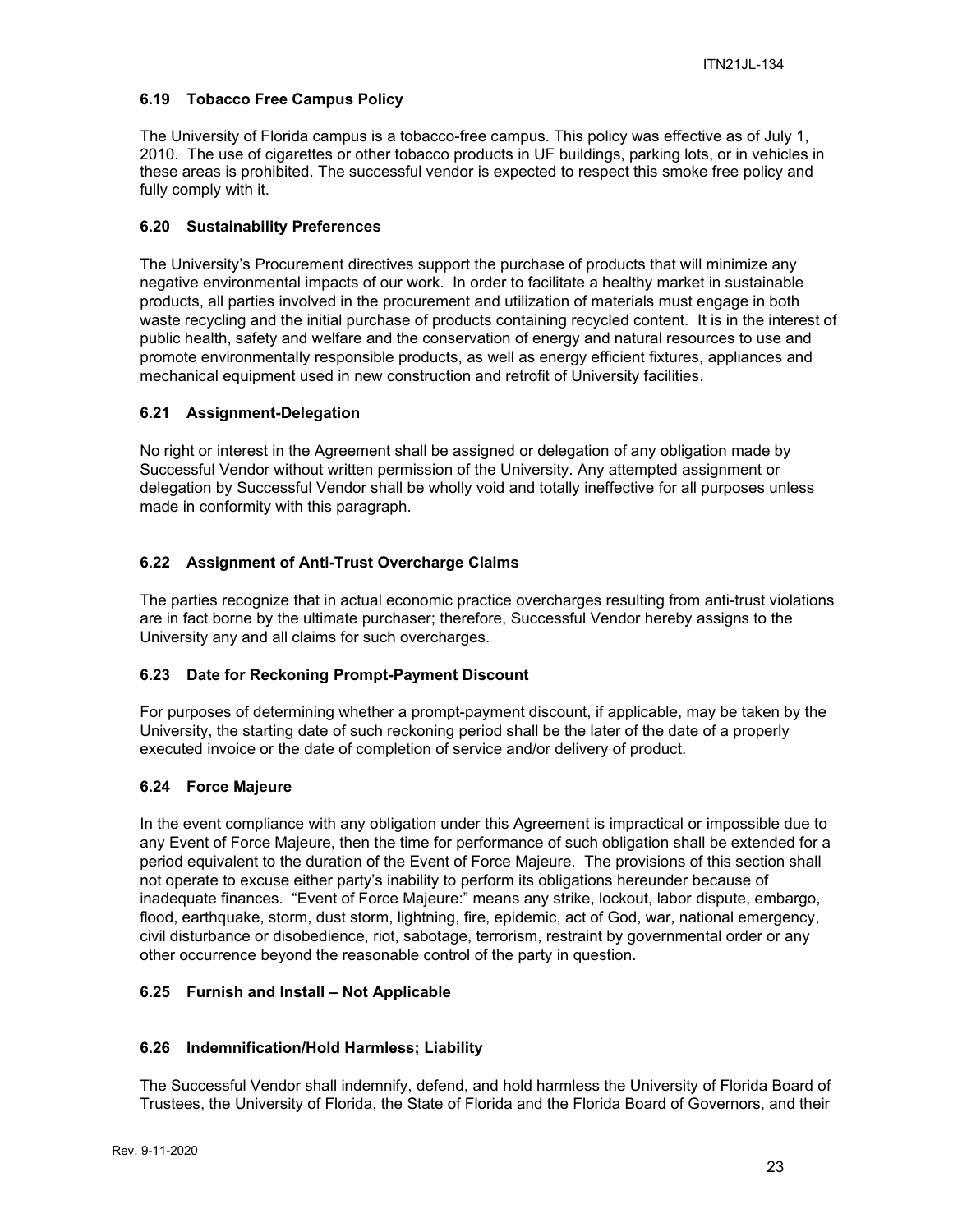### 6.19 Tobacco Free Campus Policy

The University of Florida campus is a tobacco-free campus. This policy was effective as of July 1, 2010. The use of cigarettes or other tobacco products in UF buildings, parking lots, or in vehicles in these areas is prohibited. The successful vendor is expected to respect this smoke free policy and fully comply with it.

### 6.20 Sustainability Preferences

The University's Procurement directives support the purchase of products that will minimize any negative environmental impacts of our work. In order to facilitate a healthy market in sustainable products, all parties involved in the procurement and utilization of materials must engage in both waste recycling and the initial purchase of products containing recycled content. It is in the interest of public health, safety and welfare and the conservation of energy and natural resources to use and promote environmentally responsible products, as well as energy efficient fixtures, appliances and mechanical equipment used in new construction and retrofit of University facilities.

### 6.21 Assignment-Delegation

No right or interest in the Agreement shall be assigned or delegation of any obligation made by Successful Vendor without written permission of the University. Any attempted assignment or delegation by Successful Vendor shall be wholly void and totally ineffective for all purposes unless made in conformity with this paragraph.

### 6.22 Assignment of Anti-Trust Overcharge Claims

The parties recognize that in actual economic practice overcharges resulting from anti-trust violations are in fact borne by the ultimate purchaser; therefore, Successful Vendor hereby assigns to the University any and all claims for such overcharges.

### 6.23 Date for Reckoning Prompt-Payment Discount

For purposes of determining whether a prompt-payment discount, if applicable, may be taken by the University, the starting date of such reckoning period shall be the later of the date of a properly executed invoice or the date of completion of service and/or delivery of product.

### 6.24 Force Majeure

In the event compliance with any obligation under this Agreement is impractical or impossible due to any Event of Force Majeure, then the time for performance of such obligation shall be extended for a period equivalent to the duration of the Event of Force Majeure. The provisions of this section shall not operate to excuse either party's inability to perform its obligations hereunder because of inadequate finances. "Event of Force Majeure:" means any strike, lockout, labor dispute, embargo, flood, earthquake, storm, dust storm, lightning, fire, epidemic, act of God, war, national emergency, civil disturbance or disobedience, riot, sabotage, terrorism, restraint by governmental order or any other occurrence beyond the reasonable control of the party in question.

### 6.25 Furnish and Install – Not Applicable

### 6.26 Indemnification/Hold Harmless; Liability

The Successful Vendor shall indemnify, defend, and hold harmless the University of Florida Board of Trustees, the University of Florida, the State of Florida and the Florida Board of Governors, and their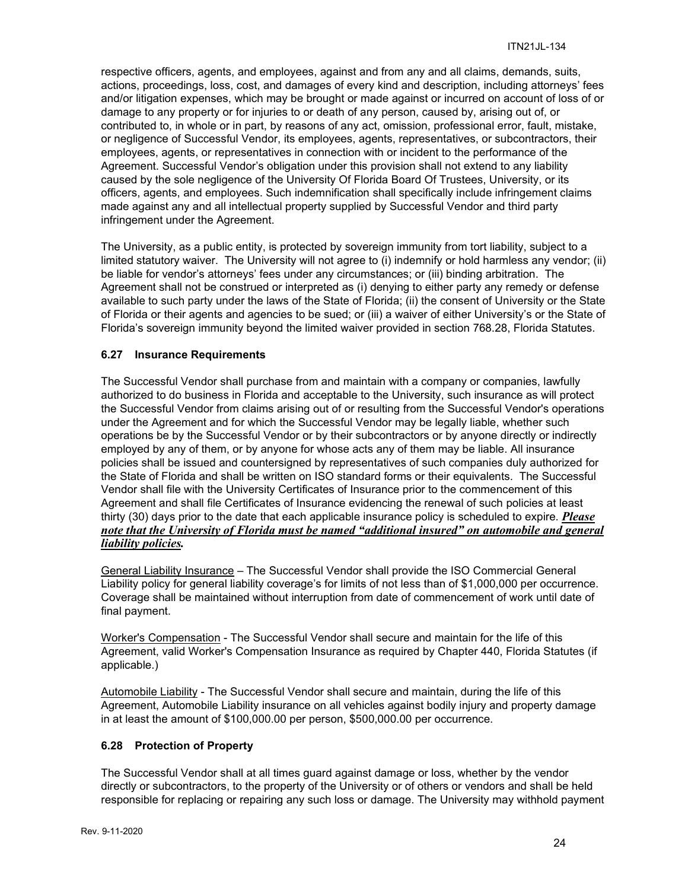respective officers, agents, and employees, against and from any and all claims, demands, suits, actions, proceedings, loss, cost, and damages of every kind and description, including attorneys' fees and/or litigation expenses, which may be brought or made against or incurred on account of loss of or damage to any property or for injuries to or death of any person, caused by, arising out of, or contributed to, in whole or in part, by reasons of any act, omission, professional error, fault, mistake, or negligence of Successful Vendor, its employees, agents, representatives, or subcontractors, their employees, agents, or representatives in connection with or incident to the performance of the Agreement. Successful Vendor's obligation under this provision shall not extend to any liability caused by the sole negligence of the University Of Florida Board Of Trustees, University, or its officers, agents, and employees. Such indemnification shall specifically include infringement claims made against any and all intellectual property supplied by Successful Vendor and third party infringement under the Agreement.

The University, as a public entity, is protected by sovereign immunity from tort liability, subject to a limited statutory waiver. The University will not agree to (i) indemnify or hold harmless any vendor; (ii) be liable for vendor's attorneys' fees under any circumstances; or (iii) binding arbitration. The Agreement shall not be construed or interpreted as (i) denying to either party any remedy or defense available to such party under the laws of the State of Florida; (ii) the consent of University or the State of Florida or their agents and agencies to be sued; or (iii) a waiver of either University's or the State of Florida's sovereign immunity beyond the limited waiver provided in section 768.28, Florida Statutes.

### 6.27 Insurance Requirements

The Successful Vendor shall purchase from and maintain with a company or companies, lawfully authorized to do business in Florida and acceptable to the University, such insurance as will protect the Successful Vendor from claims arising out of or resulting from the Successful Vendor's operations under the Agreement and for which the Successful Vendor may be legally liable, whether such operations be by the Successful Vendor or by their subcontractors or by anyone directly or indirectly employed by any of them, or by anyone for whose acts any of them may be liable. All insurance policies shall be issued and countersigned by representatives of such companies duly authorized for the State of Florida and shall be written on ISO standard forms or their equivalents. The Successful Vendor shall file with the University Certificates of Insurance prior to the commencement of this Agreement and shall file Certificates of Insurance evidencing the renewal of such policies at least thirty (30) days prior to the date that each applicable insurance policy is scheduled to expire. ***Please note that the University of Florida must be named "additional insured" on automobile and general liability policies.***

General Liability Insurance – The Successful Vendor shall provide the ISO Commercial General Liability policy for general liability coverage's for limits of not less than of $1,000,000 per occurrence. Coverage shall be maintained without interruption from date of commencement of work until date of final payment.

Worker's Compensation - The Successful Vendor shall secure and maintain for the life of this Agreement, valid Worker's Compensation Insurance as required by Chapter 440, Florida Statutes (if applicable.)

Automobile Liability - The Successful Vendor shall secure and maintain, during the life of this Agreement, Automobile Liability insurance on all vehicles against bodily injury and property damage in at least the amount of $100,000.00 per person, $500,000.00 per occurrence.

### 6.28 Protection of Property

The Successful Vendor shall at all times guard against damage or loss, whether by the vendor directly or subcontractors, to the property of the University or of others or vendors and shall be held responsible for replacing or repairing any such loss or damage. The University may withhold payment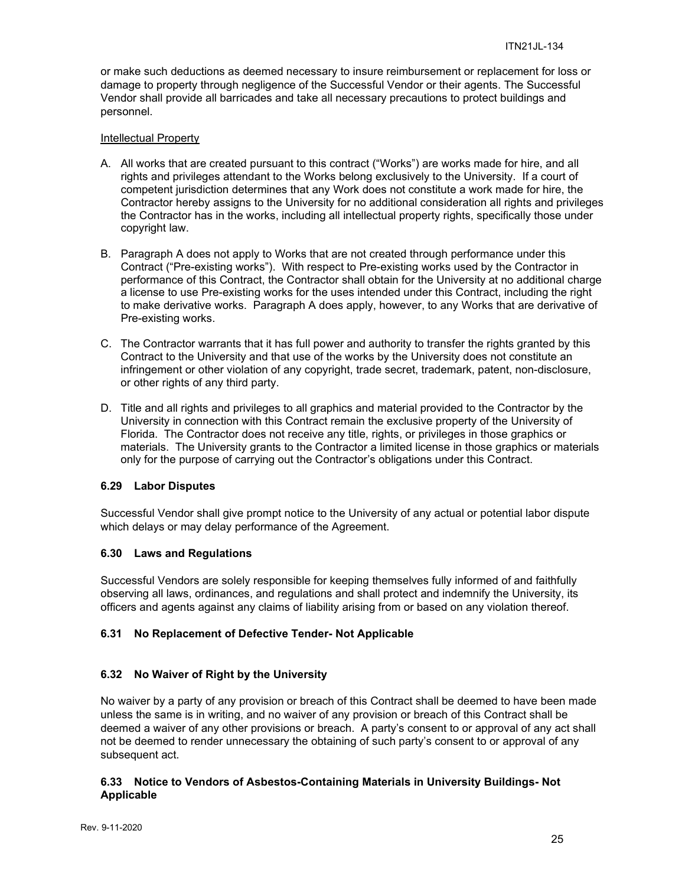or make such deductions as deemed necessary to insure reimbursement or replacement for loss or damage to property through negligence of the Successful Vendor or their agents. The Successful Vendor shall provide all barricades and take all necessary precautions to protect buildings and personnel.

Intellectual Property

A. All works that are created pursuant to this contract ("Works") are works made for hire, and all rights and privileges attendant to the Works belong exclusively to the University. If a court of competent jurisdiction determines that any Work does not constitute a work made for hire, the Contractor hereby assigns to the University for no additional consideration all rights and privileges the Contractor has in the works, including all intellectual property rights, specifically those under copyright law.

B. Paragraph A does not apply to Works that are not created through performance under this Contract ("Pre-existing works"). With respect to Pre-existing works used by the Contractor in performance of this Contract, the Contractor shall obtain for the University at no additional charge a license to use Pre-existing works for the uses intended under this Contract, including the right to make derivative works. Paragraph A does apply, however, to any Works that are derivative of Pre-existing works.

C. The Contractor warrants that it has full power and authority to transfer the rights granted by this Contract to the University and that use of the works by the University does not constitute an infringement or other violation of any copyright, trade secret, trademark, patent, non-disclosure, or other rights of any third party.

D. Title and all rights and privileges to all graphics and material provided to the Contractor by the University in connection with this Contract remain the exclusive property of the University of Florida. The Contractor does not receive any title, rights, or privileges in those graphics or materials. The University grants to the Contractor a limited license in those graphics or materials only for the purpose of carrying out the Contractor's obligations under this Contract.

### 6.29 Labor Disputes

Successful Vendor shall give prompt notice to the University of any actual or potential labor dispute which delays or may delay performance of the Agreement.

### 6.30 Laws and Regulations

Successful Vendors are solely responsible for keeping themselves fully informed of and faithfully observing all laws, ordinances, and regulations and shall protect and indemnify the University, its officers and agents against any claims of liability arising from or based on any violation thereof.

### 6.31 No Replacement of Defective Tender- Not Applicable

### 6.32 No Waiver of Right by the University

No waiver by a party of any provision or breach of this Contract shall be deemed to have been made unless the same is in writing, and no waiver of any provision or breach of this Contract shall be deemed a waiver of any other provisions or breach. A party's consent to or approval of any act shall not be deemed to render unnecessary the obtaining of such party's consent to or approval of any subsequent act.

### 6.33 Notice to Vendors of Asbestos-Containing Materials in University Buildings- Not Applicable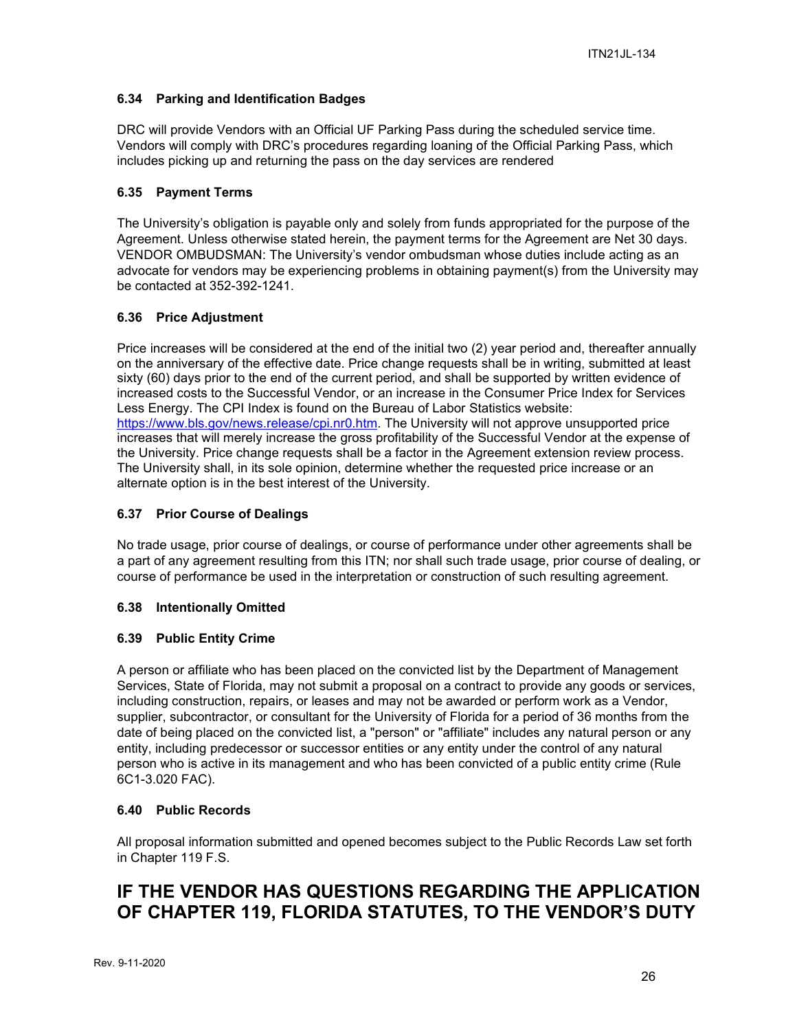### 6.34 Parking and Identification Badges

DRC will provide Vendors with an Official UF Parking Pass during the scheduled service time. Vendors will comply with DRC's procedures regarding loaning of the Official Parking Pass, which includes picking up and returning the pass on the day services are rendered

### 6.35 Payment Terms

The University's obligation is payable only and solely from funds appropriated for the purpose of the Agreement. Unless otherwise stated herein, the payment terms for the Agreement are Net 30 days. VENDOR OMBUDSMAN: The University's vendor ombudsman whose duties include acting as an advocate for vendors may be experiencing problems in obtaining payment(s) from the University may be contacted at 352-392-1241.

### 6.36 Price Adjustment

Price increases will be considered at the end of the initial two (2) year period and, thereafter annually on the anniversary of the effective date. Price change requests shall be in writing, submitted at least sixty (60) days prior to the end of the current period, and shall be supported by written evidence of increased costs to the Successful Vendor, or an increase in the Consumer Price Index for Services Less Energy. The CPI Index is found on the Bureau of Labor Statistics website: https://www.bls.gov/news.release/cpi.nr0.htm. The University will not approve unsupported price increases that will merely increase the gross profitability of the Successful Vendor at the expense of the University. Price change requests shall be a factor in the Agreement extension review process. The University shall, in its sole opinion, determine whether the requested price increase or an alternate option is in the best interest of the University.

### 6.37 Prior Course of Dealings

No trade usage, prior course of dealings, or course of performance under other agreements shall be a part of any agreement resulting from this ITN; nor shall such trade usage, prior course of dealing, or course of performance be used in the interpretation or construction of such resulting agreement.

### 6.38 Intentionally Omitted

### 6.39 Public Entity Crime

A person or affiliate who has been placed on the convicted list by the Department of Management Services, State of Florida, may not submit a proposal on a contract to provide any goods or services, including construction, repairs, or leases and may not be awarded or perform work as a Vendor, supplier, subcontractor, or consultant for the University of Florida for a period of 36 months from the date of being placed on the convicted list, a "person" or "affiliate" includes any natural person or any entity, including predecessor or successor entities or any entity under the control of any natural person who is active in its management and who has been convicted of a public entity crime (Rule 6C1-3.020 FAC).

### 6.40 Public Records

All proposal information submitted and opened becomes subject to the Public Records Law set forth in Chapter 119 F.S.

# IF THE VENDOR HAS QUESTIONS REGARDING THE APPLICATION OF CHAPTER 119, FLORIDA STATUTES, TO THE VENDOR'S DUTY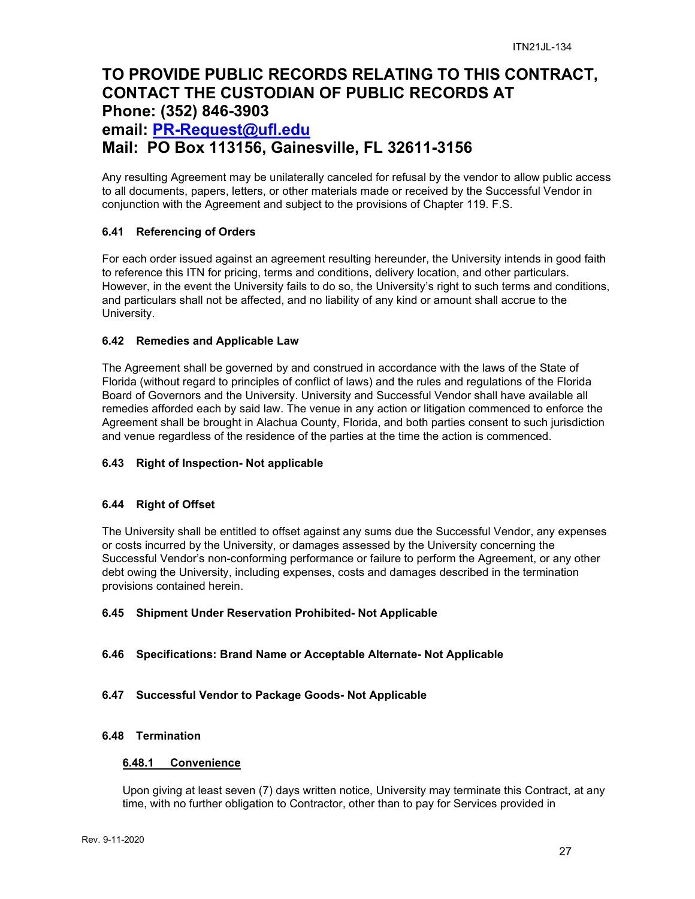**TO PROVIDE PUBLIC RECORDS RELATING TO THIS CONTRACT, CONTACT THE CUSTODIAN OF PUBLIC RECORDS AT**
**Phone: (352) 846-3903**
**email: PR-Request@ufl.edu**
**Mail: PO Box 113156, Gainesville, FL 32611-3156**

Any resulting Agreement may be unilaterally canceled for refusal by the vendor to allow public access to all documents, papers, letters, or other materials made or received by the Successful Vendor in conjunction with the Agreement and subject to the provisions of Chapter 119. F.S.

### 6.41 Referencing of Orders

For each order issued against an agreement resulting hereunder, the University intends in good faith to reference this ITN for pricing, terms and conditions, delivery location, and other particulars. However, in the event the University fails to do so, the University's right to such terms and conditions, and particulars shall not be affected, and no liability of any kind or amount shall accrue to the University.

### 6.42 Remedies and Applicable Law

The Agreement shall be governed by and construed in accordance with the laws of the State of Florida (without regard to principles of conflict of laws) and the rules and regulations of the Florida Board of Governors and the University. University and Successful Vendor shall have available all remedies afforded each by said law. The venue in any action or litigation commenced to enforce the Agreement shall be brought in Alachua County, Florida, and both parties consent to such jurisdiction and venue regardless of the residence of the parties at the time the action is commenced.

### 6.43 Right of Inspection- Not applicable

### 6.44 Right of Offset

The University shall be entitled to offset against any sums due the Successful Vendor, any expenses or costs incurred by the University, or damages assessed by the University concerning the Successful Vendor's non-conforming performance or failure to perform the Agreement, or any other debt owing the University, including expenses, costs and damages described in the termination provisions contained herein.

### 6.45 Shipment Under Reservation Prohibited- Not Applicable

### 6.46 Specifications: Brand Name or Acceptable Alternate- Not Applicable

### 6.47 Successful Vendor to Package Goods- Not Applicable

### 6.48 Termination

#### 6.48.1 Convenience

Upon giving at least seven (7) days written notice, University may terminate this Contract, at any time, with no further obligation to Contractor, other than to pay for Services provided in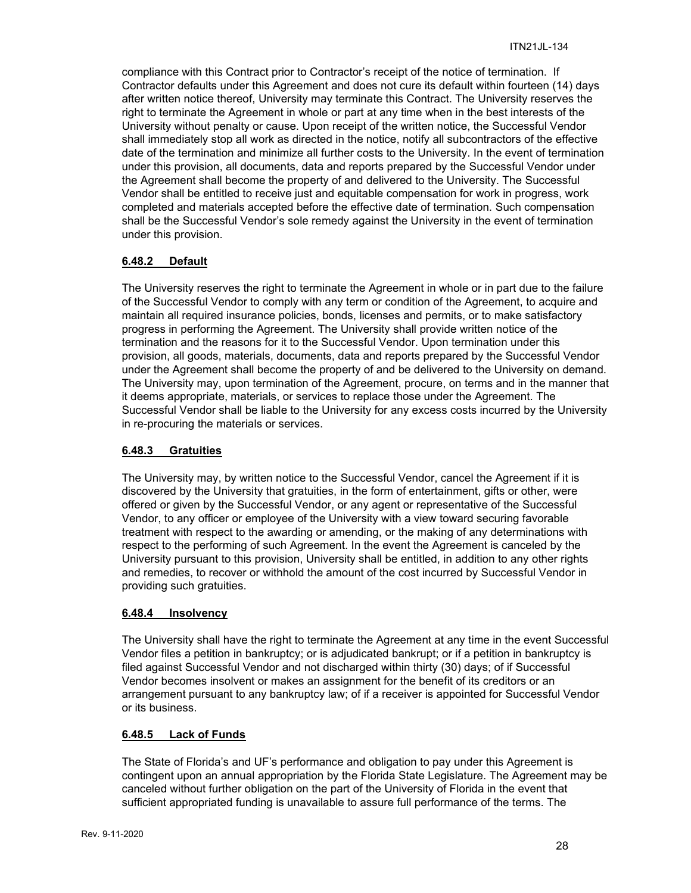compliance with this Contract prior to Contractor's receipt of the notice of termination. If Contractor defaults under this Agreement and does not cure its default within fourteen (14) days after written notice thereof, University may terminate this Contract. The University reserves the right to terminate the Agreement in whole or part at any time when in the best interests of the University without penalty or cause. Upon receipt of the written notice, the Successful Vendor shall immediately stop all work as directed in the notice, notify all subcontractors of the effective date of the termination and minimize all further costs to the University. In the event of termination under this provision, all documents, data and reports prepared by the Successful Vendor under the Agreement shall become the property of and delivered to the University. The Successful Vendor shall be entitled to receive just and equitable compensation for work in progress, work completed and materials accepted before the effective date of termination. Such compensation shall be the Successful Vendor's sole remedy against the University in the event of termination under this provision.

#### 6.48.2 Default

The University reserves the right to terminate the Agreement in whole or in part due to the failure of the Successful Vendor to comply with any term or condition of the Agreement, to acquire and maintain all required insurance policies, bonds, licenses and permits, or to make satisfactory progress in performing the Agreement. The University shall provide written notice of the termination and the reasons for it to the Successful Vendor. Upon termination under this provision, all goods, materials, documents, data and reports prepared by the Successful Vendor under the Agreement shall become the property of and be delivered to the University on demand. The University may, upon termination of the Agreement, procure, on terms and in the manner that it deems appropriate, materials, or services to replace those under the Agreement. The Successful Vendor shall be liable to the University for any excess costs incurred by the University in re-procuring the materials or services.

#### 6.48.3 Gratuities

The University may, by written notice to the Successful Vendor, cancel the Agreement if it is discovered by the University that gratuities, in the form of entertainment, gifts or other, were offered or given by the Successful Vendor, or any agent or representative of the Successful Vendor, to any officer or employee of the University with a view toward securing favorable treatment with respect to the awarding or amending, or the making of any determinations with respect to the performing of such Agreement. In the event the Agreement is canceled by the University pursuant to this provision, University shall be entitled, in addition to any other rights and remedies, to recover or withhold the amount of the cost incurred by Successful Vendor in providing such gratuities.

#### 6.48.4 Insolvency

The University shall have the right to terminate the Agreement at any time in the event Successful Vendor files a petition in bankruptcy; or is adjudicated bankrupt; or if a petition in bankruptcy is filed against Successful Vendor and not discharged within thirty (30) days; of if Successful Vendor becomes insolvent or makes an assignment for the benefit of its creditors or an arrangement pursuant to any bankruptcy law; of if a receiver is appointed for Successful Vendor or its business.

#### 6.48.5 Lack of Funds

The State of Florida's and UF's performance and obligation to pay under this Agreement is contingent upon an annual appropriation by the Florida State Legislature. The Agreement may be canceled without further obligation on the part of the University of Florida in the event that sufficient appropriated funding is unavailable to assure full performance of the terms. The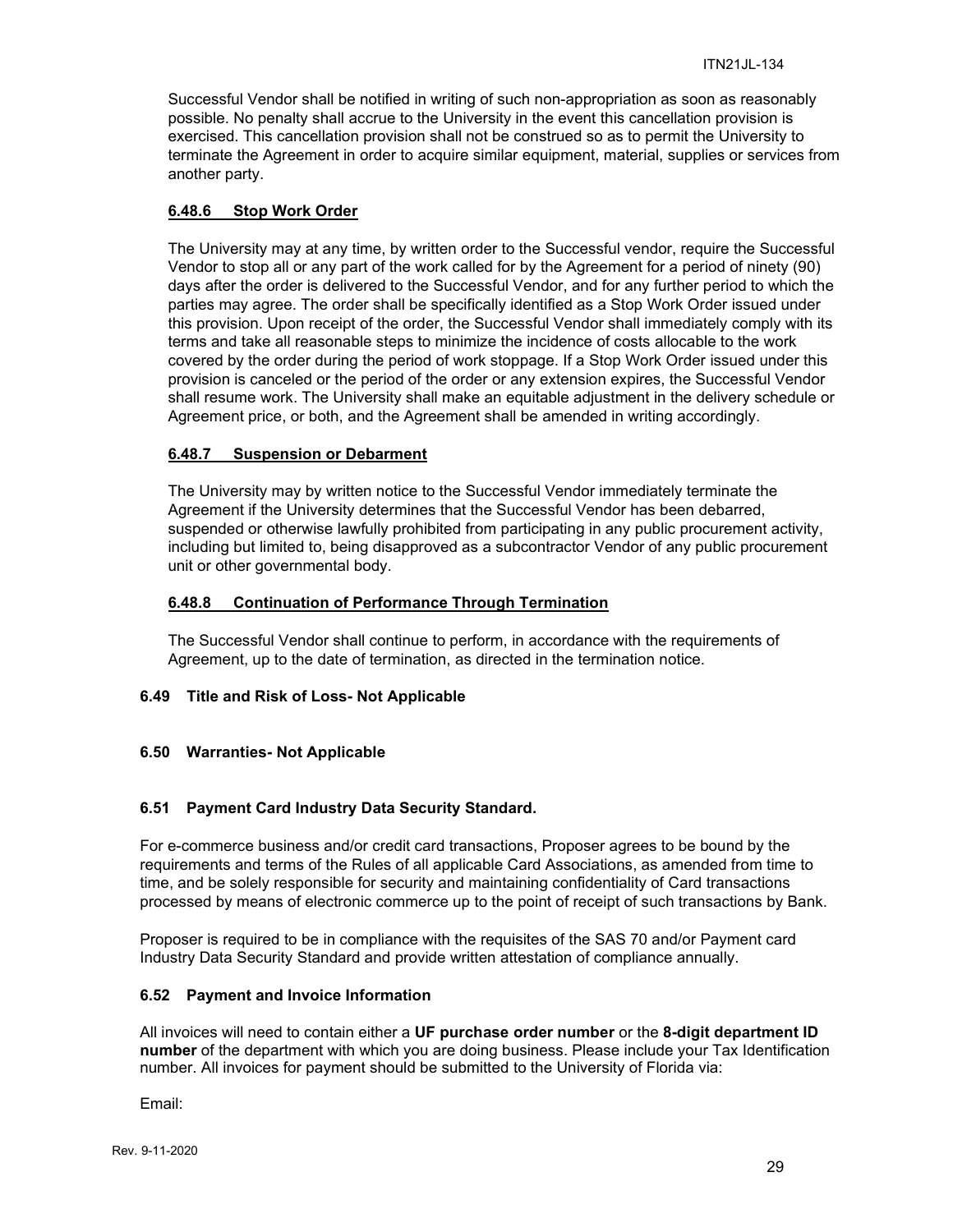Successful Vendor shall be notified in writing of such non-appropriation as soon as reasonably possible. No penalty shall accrue to the University in the event this cancellation provision is exercised. This cancellation provision shall not be construed so as to permit the University to terminate the Agreement in order to acquire similar equipment, material, supplies or services from another party.

#### 6.48.6 Stop Work Order

The University may at any time, by written order to the Successful vendor, require the Successful Vendor to stop all or any part of the work called for by the Agreement for a period of ninety (90) days after the order is delivered to the Successful Vendor, and for any further period to which the parties may agree. The order shall be specifically identified as a Stop Work Order issued under this provision. Upon receipt of the order, the Successful Vendor shall immediately comply with its terms and take all reasonable steps to minimize the incidence of costs allocable to the work covered by the order during the period of work stoppage. If a Stop Work Order issued under this provision is canceled or the period of the order or any extension expires, the Successful Vendor shall resume work. The University shall make an equitable adjustment in the delivery schedule or Agreement price, or both, and the Agreement shall be amended in writing accordingly.

#### 6.48.7 Suspension or Debarment

The University may by written notice to the Successful Vendor immediately terminate the Agreement if the University determines that the Successful Vendor has been debarred, suspended or otherwise lawfully prohibited from participating in any public procurement activity, including but limited to, being disapproved as a subcontractor Vendor of any public procurement unit or other governmental body.

#### 6.48.8 Continuation of Performance Through Termination

The Successful Vendor shall continue to perform, in accordance with the requirements of Agreement, up to the date of termination, as directed in the termination notice.

### 6.49 Title and Risk of Loss- Not Applicable

### 6.50 Warranties- Not Applicable

### 6.51 Payment Card Industry Data Security Standard.

For e-commerce business and/or credit card transactions, Proposer agrees to be bound by the requirements and terms of the Rules of all applicable Card Associations, as amended from time to time, and be solely responsible for security and maintaining confidentiality of Card transactions processed by means of electronic commerce up to the point of receipt of such transactions by Bank.

Proposer is required to be in compliance with the requisites of the SAS 70 and/or Payment card Industry Data Security Standard and provide written attestation of compliance annually.

### 6.52 Payment and Invoice Information

All invoices will need to contain either a **UF purchase order number** or the **8-digit department ID number** of the department with which you are doing business. Please include your Tax Identification number. All invoices for payment should be submitted to the University of Florida via:

Email: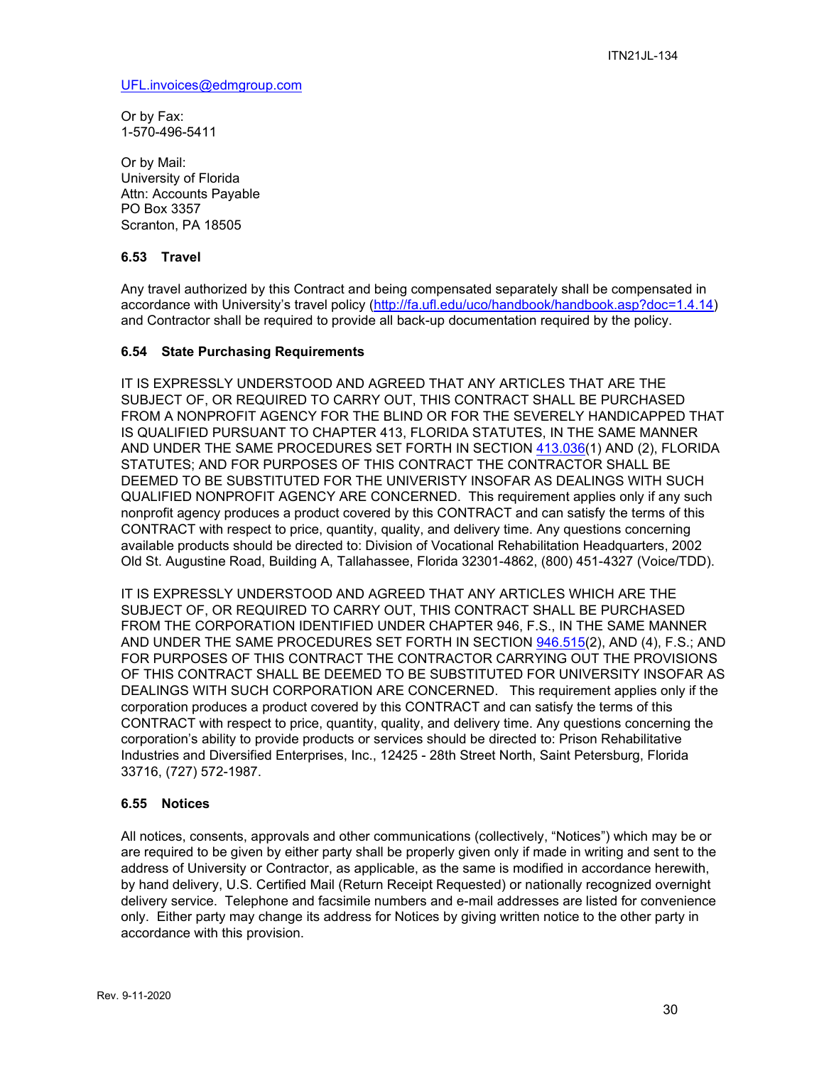UFL.invoices@edmgroup.com

Or by Fax:
1-570-496-5411

Or by Mail:
University of Florida
Attn: Accounts Payable
PO Box 3357
Scranton, PA 18505

### 6.53 Travel

Any travel authorized by this Contract and being compensated separately shall be compensated in accordance with University's travel policy (http://fa.ufl.edu/uco/handbook/handbook.asp?doc=1.4.14) and Contractor shall be required to provide all back-up documentation required by the policy.

### 6.54 State Purchasing Requirements

IT IS EXPRESSLY UNDERSTOOD AND AGREED THAT ANY ARTICLES THAT ARE THE SUBJECT OF, OR REQUIRED TO CARRY OUT, THIS CONTRACT SHALL BE PURCHASED FROM A NONPROFIT AGENCY FOR THE BLIND OR FOR THE SEVERELY HANDICAPPED THAT IS QUALIFIED PURSUANT TO CHAPTER 413, FLORIDA STATUTES, IN THE SAME MANNER AND UNDER THE SAME PROCEDURES SET FORTH IN SECTION 413.036(1) AND (2), FLORIDA STATUTES; AND FOR PURPOSES OF THIS CONTRACT THE CONTRACTOR SHALL BE DEEMED TO BE SUBSTITUTED FOR THE UNIVERISTY INSOFAR AS DEALINGS WITH SUCH QUALIFIED NONPROFIT AGENCY ARE CONCERNED. This requirement applies only if any such nonprofit agency produces a product covered by this CONTRACT and can satisfy the terms of this CONTRACT with respect to price, quantity, quality, and delivery time. Any questions concerning available products should be directed to: Division of Vocational Rehabilitation Headquarters, 2002 Old St. Augustine Road, Building A, Tallahassee, Florida 32301-4862, (800) 451-4327 (Voice/TDD).

IT IS EXPRESSLY UNDERSTOOD AND AGREED THAT ANY ARTICLES WHICH ARE THE SUBJECT OF, OR REQUIRED TO CARRY OUT, THIS CONTRACT SHALL BE PURCHASED FROM THE CORPORATION IDENTIFIED UNDER CHAPTER 946, F.S., IN THE SAME MANNER AND UNDER THE SAME PROCEDURES SET FORTH IN SECTION 946.515(2), AND (4), F.S.; AND FOR PURPOSES OF THIS CONTRACT THE CONTRACTOR CARRYING OUT THE PROVISIONS OF THIS CONTRACT SHALL BE DEEMED TO BE SUBSTITUTED FOR UNIVERSITY INSOFAR AS DEALINGS WITH SUCH CORPORATION ARE CONCERNED. This requirement applies only if the corporation produces a product covered by this CONTRACT and can satisfy the terms of this CONTRACT with respect to price, quantity, quality, and delivery time. Any questions concerning the corporation's ability to provide products or services should be directed to: Prison Rehabilitative Industries and Diversified Enterprises, Inc., 12425 - 28th Street North, Saint Petersburg, Florida 33716, (727) 572-1987.

### 6.55 Notices

All notices, consents, approvals and other communications (collectively, "Notices") which may be or are required to be given by either party shall be properly given only if made in writing and sent to the address of University or Contractor, as applicable, as the same is modified in accordance herewith, by hand delivery, U.S. Certified Mail (Return Receipt Requested) or nationally recognized overnight delivery service. Telephone and facsimile numbers and e-mail addresses are listed for convenience only. Either party may change its address for Notices by giving written notice to the other party in accordance with this provision.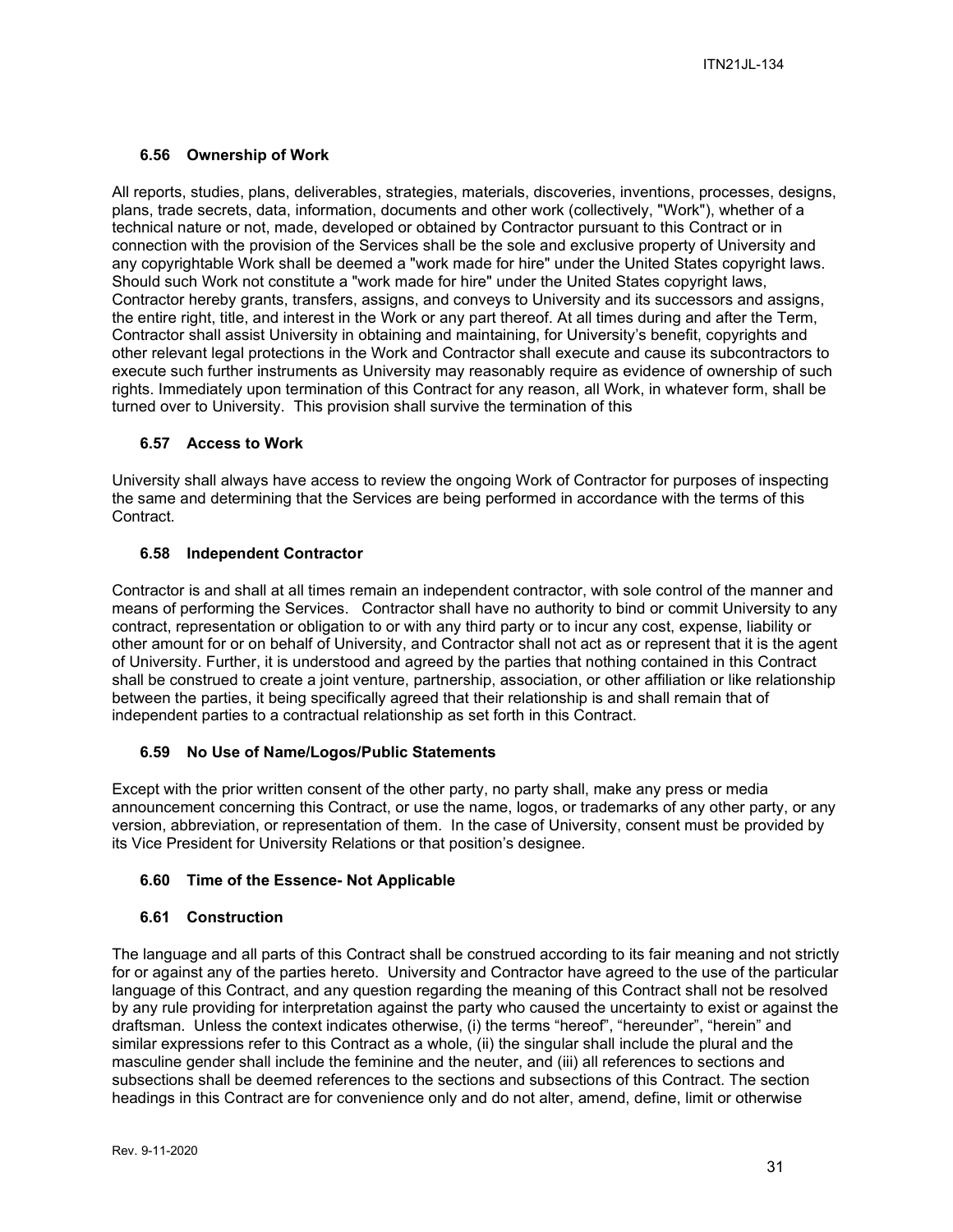### 6.56 Ownership of Work

All reports, studies, plans, deliverables, strategies, materials, discoveries, inventions, processes, designs, plans, trade secrets, data, information, documents and other work (collectively, "Work"), whether of a technical nature or not, made, developed or obtained by Contractor pursuant to this Contract or in connection with the provision of the Services shall be the sole and exclusive property of University and any copyrightable Work shall be deemed a "work made for hire" under the United States copyright laws. Should such Work not constitute a "work made for hire" under the United States copyright laws, Contractor hereby grants, transfers, assigns, and conveys to University and its successors and assigns, the entire right, title, and interest in the Work or any part thereof. At all times during and after the Term, Contractor shall assist University in obtaining and maintaining, for University's benefit, copyrights and other relevant legal protections in the Work and Contractor shall execute and cause its subcontractors to execute such further instruments as University may reasonably require as evidence of ownership of such rights. Immediately upon termination of this Contract for any reason, all Work, in whatever form, shall be turned over to University. This provision shall survive the termination of this

### 6.57 Access to Work

University shall always have access to review the ongoing Work of Contractor for purposes of inspecting the same and determining that the Services are being performed in accordance with the terms of this Contract.

### 6.58 Independent Contractor

Contractor is and shall at all times remain an independent contractor, with sole control of the manner and means of performing the Services. Contractor shall have no authority to bind or commit University to any contract, representation or obligation to or with any third party or to incur any cost, expense, liability or other amount for or on behalf of University, and Contractor shall not act as or represent that it is the agent of University. Further, it is understood and agreed by the parties that nothing contained in this Contract shall be construed to create a joint venture, partnership, association, or other affiliation or like relationship between the parties, it being specifically agreed that their relationship is and shall remain that of independent parties to a contractual relationship as set forth in this Contract.

### 6.59 No Use of Name/Logos/Public Statements

Except with the prior written consent of the other party, no party shall, make any press or media announcement concerning this Contract, or use the name, logos, or trademarks of any other party, or any version, abbreviation, or representation of them. In the case of University, consent must be provided by its Vice President for University Relations or that position's designee.

### 6.60 Time of the Essence- Not Applicable

### 6.61 Construction

The language and all parts of this Contract shall be construed according to its fair meaning and not strictly for or against any of the parties hereto. University and Contractor have agreed to the use of the particular language of this Contract, and any question regarding the meaning of this Contract shall not be resolved by any rule providing for interpretation against the party who caused the uncertainty to exist or against the draftsman. Unless the context indicates otherwise, (i) the terms "hereof", "hereunder", "herein" and similar expressions refer to this Contract as a whole, (ii) the singular shall include the plural and the masculine gender shall include the feminine and the neuter, and (iii) all references to sections and subsections shall be deemed references to the sections and subsections of this Contract. The section headings in this Contract are for convenience only and do not alter, amend, define, limit or otherwise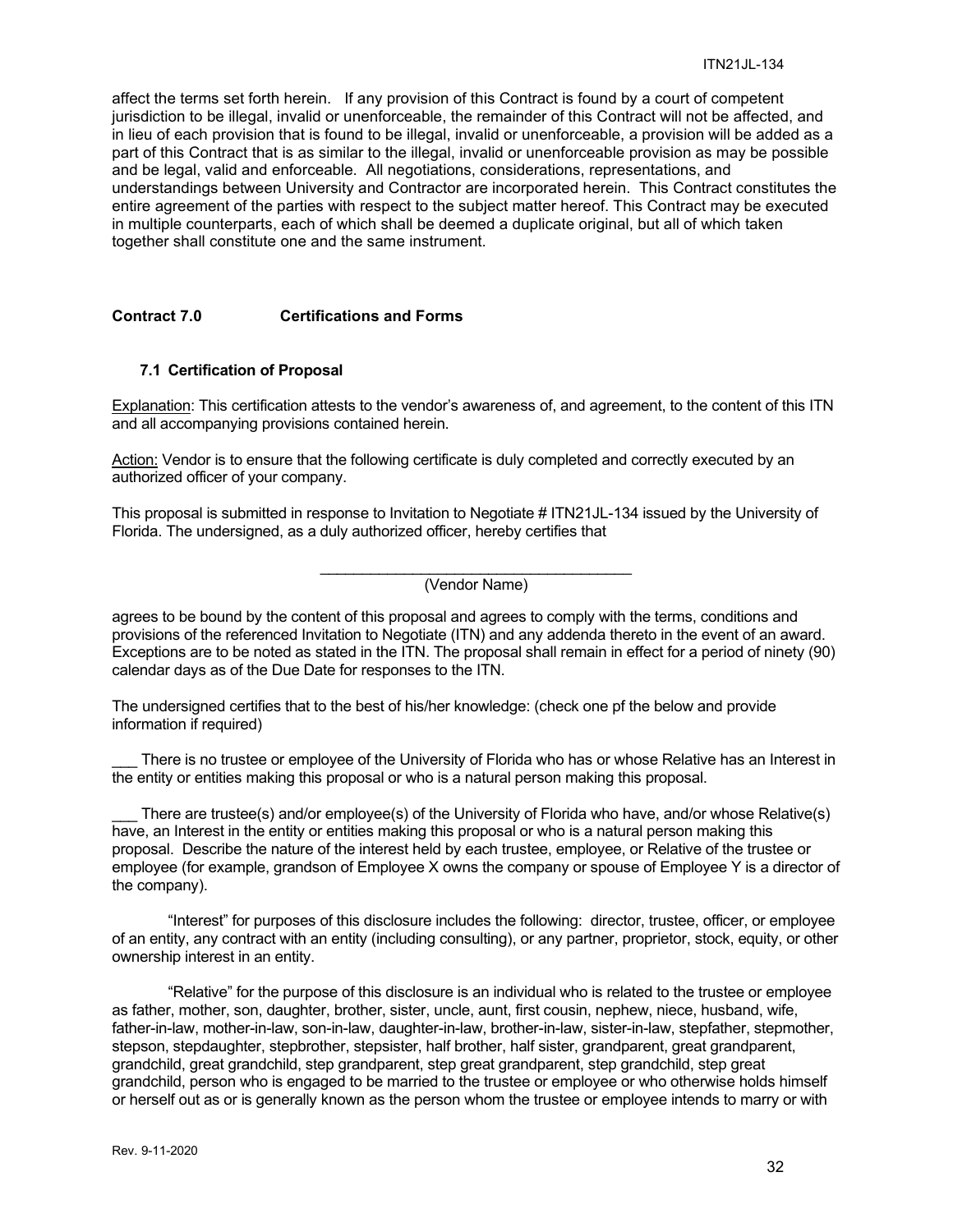affect the terms set forth herein. If any provision of this Contract is found by a court of competent jurisdiction to be illegal, invalid or unenforceable, the remainder of this Contract will not be affected, and in lieu of each provision that is found to be illegal, invalid or unenforceable, a provision will be added as a part of this Contract that is as similar to the illegal, invalid or unenforceable provision as may be possible and be legal, valid and enforceable. All negotiations, considerations, representations, and understandings between University and Contractor are incorporated herein. This Contract constitutes the entire agreement of the parties with respect to the subject matter hereof. This Contract may be executed in multiple counterparts, each of which shall be deemed a duplicate original, but all of which taken together shall constitute one and the same instrument.

## Contract 7.0 Certifications and Forms

### 7.1 Certification of Proposal

Explanation: This certification attests to the vendor's awareness of, and agreement, to the content of this ITN and all accompanying provisions contained herein.

Action: Vendor is to ensure that the following certificate is duly completed and correctly executed by an authorized officer of your company.

This proposal is submitted in response to Invitation to Negotiate # ITN21JL-134 issued by the University of Florida. The undersigned, as a duly authorized officer, hereby certifies that

______________________________________
(Vendor Name)

agrees to be bound by the content of this proposal and agrees to comply with the terms, conditions and provisions of the referenced Invitation to Negotiate (ITN) and any addenda thereto in the event of an award. Exceptions are to be noted as stated in the ITN. The proposal shall remain in effect for a period of ninety (90) calendar days as of the Due Date for responses to the ITN.

The undersigned certifies that to the best of his/her knowledge: (check one pf the below and provide information if required)

___ There is no trustee or employee of the University of Florida who has or whose Relative has an Interest in the entity or entities making this proposal or who is a natural person making this proposal.

___ There are trustee(s) and/or employee(s) of the University of Florida who have, and/or whose Relative(s) have, an Interest in the entity or entities making this proposal or who is a natural person making this proposal. Describe the nature of the interest held by each trustee, employee, or Relative of the trustee or employee (for example, grandson of Employee X owns the company or spouse of Employee Y is a director of the company).

"Interest" for purposes of this disclosure includes the following: director, trustee, officer, or employee of an entity, any contract with an entity (including consulting), or any partner, proprietor, stock, equity, or other ownership interest in an entity.

"Relative" for the purpose of this disclosure is an individual who is related to the trustee or employee as father, mother, son, daughter, brother, sister, uncle, aunt, first cousin, nephew, niece, husband, wife, father-in-law, mother-in-law, son-in-law, daughter-in-law, brother-in-law, sister-in-law, stepfather, stepmother, stepson, stepdaughter, stepbrother, stepsister, half brother, half sister, grandparent, great grandparent, grandchild, great grandchild, step grandparent, step great grandparent, step grandchild, step great grandchild, person who is engaged to be married to the trustee or employee or who otherwise holds himself or herself out as or is generally known as the person whom the trustee or employee intends to marry or with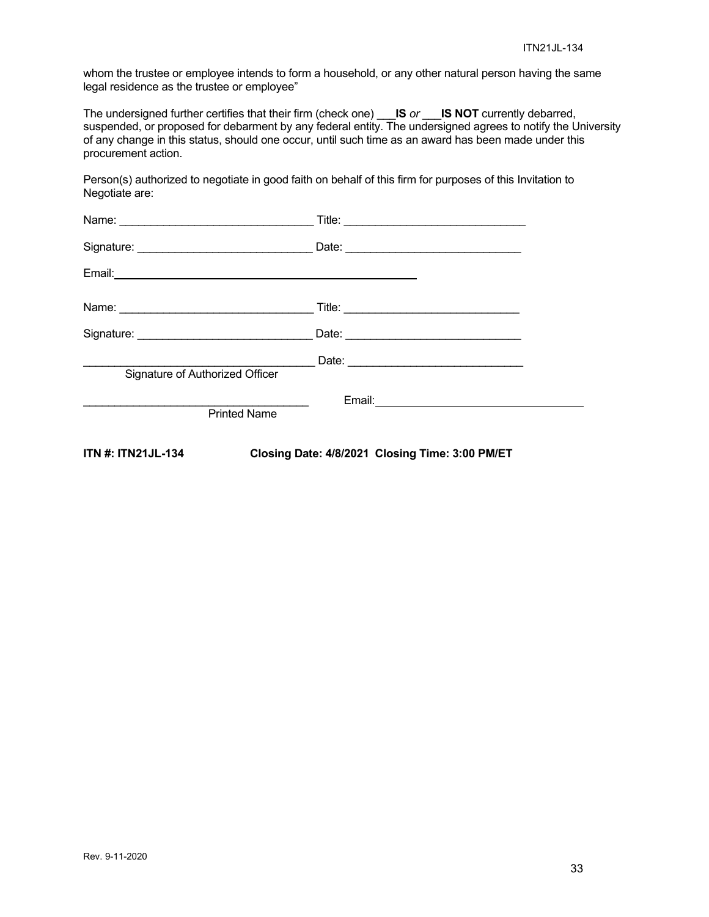whom the trustee or employee intends to form a household, or any other natural person having the same legal residence as the trustee or employee"

The undersigned further certifies that their firm (check one) ___**IS** *or* ___**IS NOT** currently debarred, suspended, or proposed for debarment by any federal entity. The undersigned agrees to notify the University of any change in this status, should one occur, until such time as an award has been made under this procurement action.

Person(s) authorized to negotiate in good faith on behalf of this firm for purposes of this Invitation to Negotiate are:

Name: _______________________________ Title: _____________________________

Signature: ____________________________ Date: ____________________________

Email: ________________________________________________

Name: _______________________________ Title: ____________________________

Signature: ____________________________ Date: ____________________________

_____________________________________ Date: ____________________________
Signature of Authorized Officer

_____________________________________ Email: ___________________________________
Printed Name

**ITN #: ITN21JL-134** **Closing Date: 4/8/2021 Closing Time: 3:00 PM/ET**

Rev. 9-11-2020